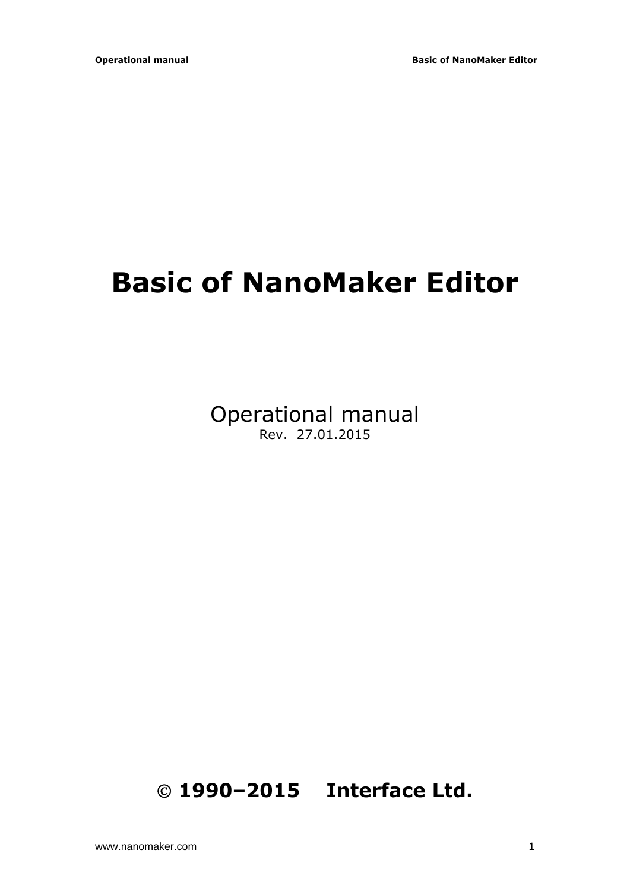# Basic of NanoMaker Editor

Operational manual

Rev. 27.01.2015

**© 1990–2015 Interface Ltd.**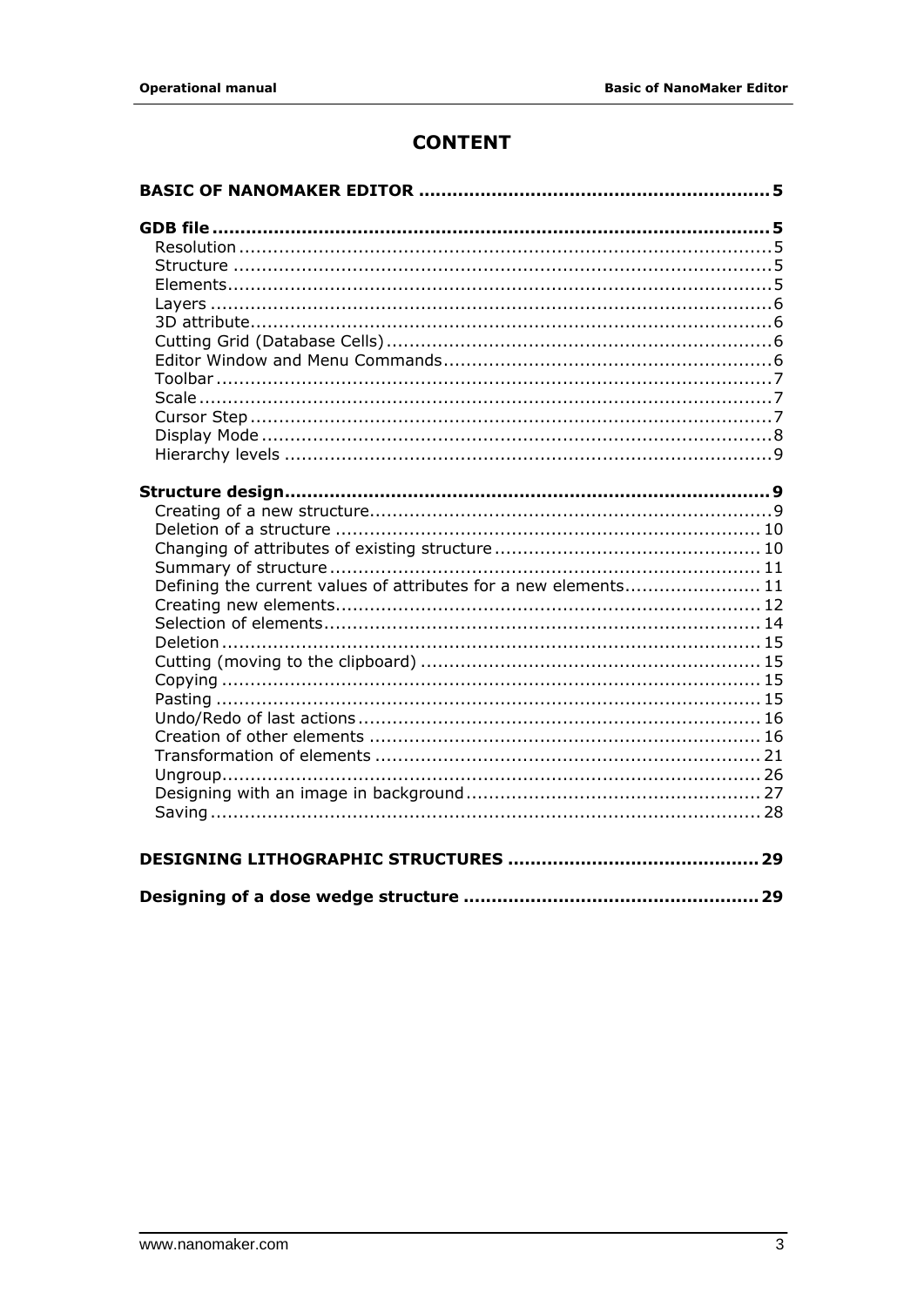# CONTENT

**BASIC OF NANOMAKER EDITOR .............................................................. 5**

**GDB file ................................................................................................ 5**

- Resolution ............................................................................................ 5
- Structure ............................................................................................. 5
- Elements............................................................................................... 5
- Layers ................................................................................................. 6
- 3D attribute........................................................................................... 6
- Cutting Grid (Database Cells) ................................................................. 6
- Editor Window and Menu Commands........................................................ 6
- Toolbar ................................................................................................. 7
- Scale.................................................................................................... 7
- Cursor Step ........................................................................................... 7
- Display Mode ......................................................................................... 8
- Hierarchy levels ..................................................................................... 9

**Structure design.................................................................................... 9**

- Creating of a new structure...................................................................... 9
- Deletion of a structure ........................................................................... 10
- Changing of attributes of existing structure .............................................. 10
- Summary of structure ............................................................................ 11
- Defining the current values of attributes for a new elements........................ 11
- Creating new elements........................................................................... 12
- Selection of elements............................................................................. 14
- Deletion ............................................................................................... 15
- Cutting (moving to the clipboard) ............................................................ 15
- Copying ............................................................................................... 15
- Pasting ................................................................................................ 15
- Undo/Redo of last actions ....................................................................... 16
- Creation of other elements ..................................................................... 16
- Transformation of elements .................................................................... 21
- Ungroup............................................................................................... 26
- Designing with an image in background.................................................... 27
- Saving ................................................................................................. 28

**DESIGNING LITHOGRAPHIC STRUCTURES ............................................ 29**

**Designing of a dose wedge structure .................................................... 29**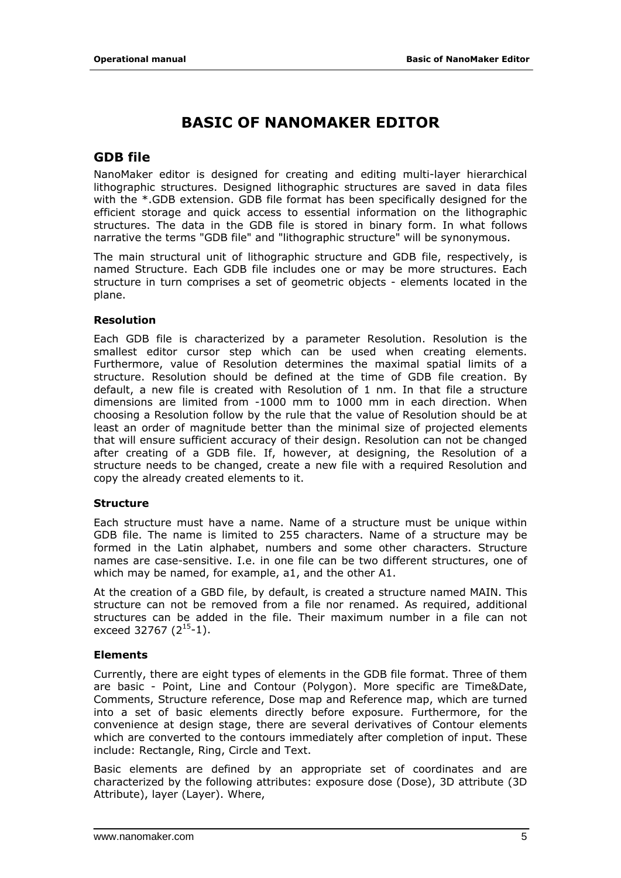# BASIC OF NANOMAKER EDITOR

## GDB file

NanoMaker editor is designed for creating and editing multi-layer hierarchical lithographic structures. Designed lithographic structures are saved in data files with the *.GDB extension. GDB file format has been specifically designed for the efficient storage and quick access to essential information on the lithographic structures. The data in the GDB file is stored in binary form. In what follows narrative the terms "GDB file" and "lithographic structure" will be synonymous.

The main structural unit of lithographic structure and GDB file, respectively, is named Structure. Each GDB file includes one or may be more structures. Each structure in turn comprises a set of geometric objects - elements located in the plane.

### Resolution

Each GDB file is characterized by a parameter Resolution. Resolution is the smallest editor cursor step which can be used when creating elements. Furthermore, value of Resolution determines the maximal spatial limits of a structure. Resolution should be defined at the time of GDB file creation. By default, a new file is created with Resolution of 1 nm. In that file a structure dimensions are limited from -1000 mm to 1000 mm in each direction. When choosing a Resolution follow by the rule that the value of Resolution should be at least an order of magnitude better than the minimal size of projected elements that will ensure sufficient accuracy of their design. Resolution can not be changed after creating of a GDB file. If, however, at designing, the Resolution of a structure needs to be changed, create a new file with a required Resolution and copy the already created elements to it.

### Structure

Each structure must have a name. Name of a structure must be unique within GDB file. The name is limited to 255 characters. Name of a structure may be formed in the Latin alphabet, numbers and some other characters. Structure names are case-sensitive. I.e. in one file can be two different structures, one of which may be named, for example, a1, and the other A1.

At the creation of a GBD file, by default, is created a structure named MAIN. This structure can not be removed from a file nor renamed. As required, additional structures can be added in the file. Their maximum number in a file can not exceed 32767 ($2^{15}$-1).

### Elements

Currently, there are eight types of elements in the GDB file format. Three of them are basic - Point, Line and Contour (Polygon). More specific are Time&Date, Comments, Structure reference, Dose map and Reference map, which are turned into a set of basic elements directly before exposure. Furthermore, for the convenience at design stage, there are several derivatives of Contour elements which are converted to the contours immediately after completion of input. These include: Rectangle, Ring, Circle and Text.

Basic elements are defined by an appropriate set of coordinates and are characterized by the following attributes: exposure dose (Dose), 3D attribute (3D Attribute), layer (Layer). Where,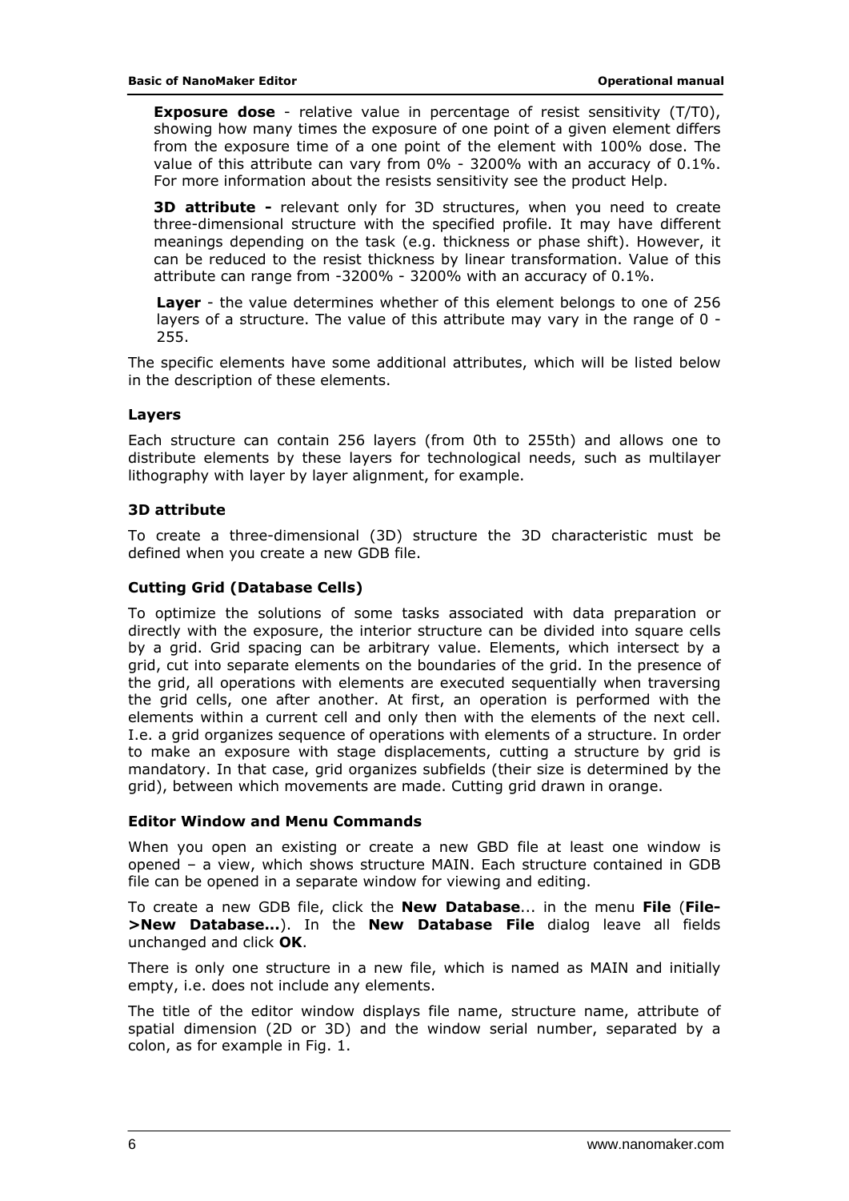**Exposure dose** - relative value in percentage of resist sensitivity (T/T0), showing how many times the exposure of one point of a given element differs from the exposure time of a one point of the element with 100% dose. The value of this attribute can vary from 0% - 3200% with an accuracy of 0.1%. For more information about the resists sensitivity see the product Help.

**3D attribute -** relevant only for 3D structures, when you need to create three-dimensional structure with the specified profile. It may have different meanings depending on the task (e.g. thickness or phase shift). However, it can be reduced to the resist thickness by linear transformation. Value of this attribute can range from -3200% - 3200% with an accuracy of 0.1%.

**Layer** - the value determines whether of this element belongs to one of 256 layers of a structure. The value of this attribute may vary in the range of 0 - 255.

The specific elements have some additional attributes, which will be listed below in the description of these elements.

### Layers

Each structure can contain 256 layers (from 0th to 255th) and allows one to distribute elements by these layers for technological needs, such as multilayer lithography with layer by layer alignment, for example.

### 3D attribute

To create a three-dimensional (3D) structure the 3D characteristic must be defined when you create a new GDB file.

### Cutting Grid (Database Cells)

To optimize the solutions of some tasks associated with data preparation or directly with the exposure, the interior structure can be divided into square cells by a grid. Grid spacing can be arbitrary value. Elements, which intersect by a grid, cut into separate elements on the boundaries of the grid. In the presence of the grid, all operations with elements are executed sequentially when traversing the grid cells, one after another. At first, an operation is performed with the elements within a current cell and only then with the elements of the next cell. I.e. a grid organizes sequence of operations with elements of a structure. In order to make an exposure with stage displacements, cutting a structure by grid is mandatory. In that case, grid organizes subfields (their size is determined by the grid), between which movements are made. Cutting grid drawn in orange.

### Editor Window and Menu Commands

When you open an existing or create a new GBD file at least one window is opened – a view, which shows structure MAIN. Each structure contained in GDB file can be opened in a separate window for viewing and editing.

To create a new GDB file, click the **New Database**... in the menu **File** (**File->New Database...**). In the **New Database File** dialog leave all fields unchanged and click **OK**.

There is only one structure in a new file, which is named as MAIN and initially empty, i.e. does not include any elements.

The title of the editor window displays file name, structure name, attribute of spatial dimension (2D or 3D) and the window serial number, separated by a colon, as for example in Fig. 1.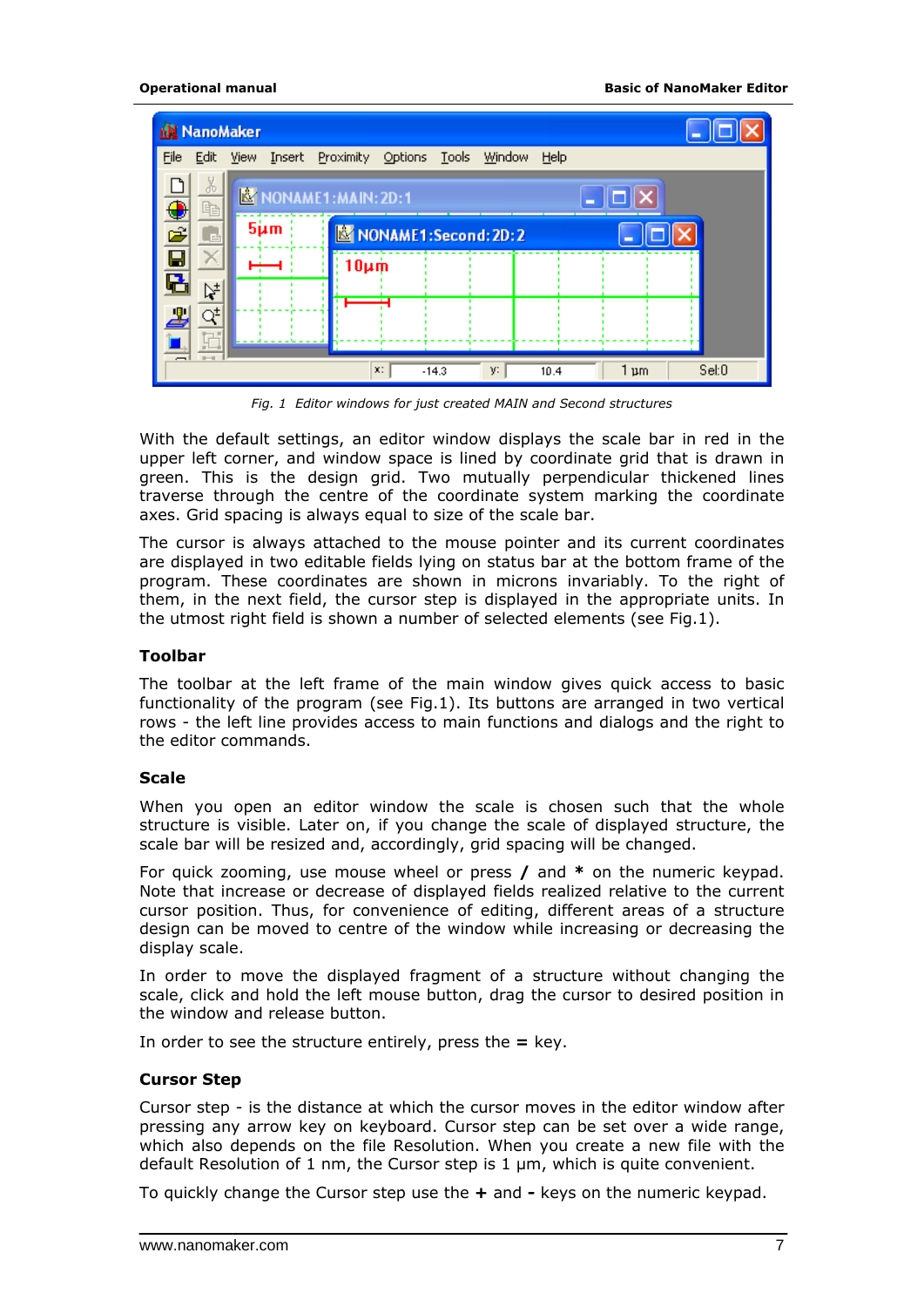*Fig. 1 Editor windows for just created MAIN and Second structures*

With the default settings, an editor window displays the scale bar in red in the upper left corner, and window space is lined by coordinate grid that is drawn in green. This is the design grid. Two mutually perpendicular thickened lines traverse through the centre of the coordinate system marking the coordinate axes. Grid spacing is always equal to size of the scale bar.

The cursor is always attached to the mouse pointer and its current coordinates are displayed in two editable fields lying on status bar at the bottom frame of the program. These coordinates are shown in microns invariably. To the right of them, in the next field, the cursor step is displayed in the appropriate units. In the utmost right field is shown a number of selected elements (see Fig.1).

### Toolbar

The toolbar at the left frame of the main window gives quick access to basic functionality of the program (see Fig.1). Its buttons are arranged in two vertical rows - the left line provides access to main functions and dialogs and the right to the editor commands.

### Scale

When you open an editor window the scale is chosen such that the whole structure is visible. Later on, if you change the scale of displayed structure, the scale bar will be resized and, accordingly, grid spacing will be changed.

For quick zooming, use mouse wheel or press **/** and **\*** on the numeric keypad. Note that increase or decrease of displayed fields realized relative to the current cursor position. Thus, for convenience of editing, different areas of a structure design can be moved to centre of the window while increasing or decreasing the display scale.

In order to move the displayed fragment of a structure without changing the scale, click and hold the left mouse button, drag the cursor to desired position in the window and release button.

In order to see the structure entirely, press the **=** key.

### Cursor Step

Cursor step - is the distance at which the cursor moves in the editor window after pressing any arrow key on keyboard. Cursor step can be set over a wide range, which also depends on the file Resolution. When you create a new file with the default Resolution of 1 nm, the Cursor step is 1 µm, which is quite convenient.

To quickly change the Cursor step use the **+** and **-** keys on the numeric keypad.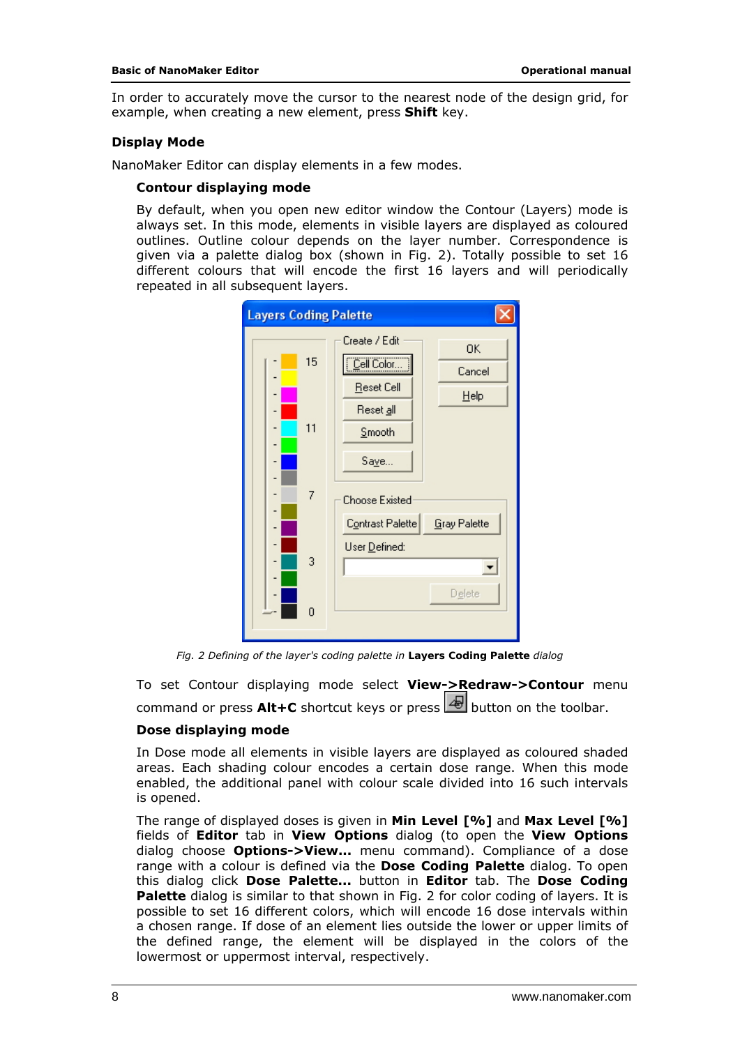In order to accurately move the cursor to the nearest node of the design grid, for example, when creating a new element, press **Shift** key.

### Display Mode

NanoMaker Editor can display elements in a few modes.

#### Contour displaying mode

By default, when you open new editor window the Contour (Layers) mode is always set. In this mode, elements in visible layers are displayed as coloured outlines. Outline colour depends on the layer number. Correspondence is given via a palette dialog box (shown in Fig. 2). Totally possible to set 16 different colours that will encode the first 16 layers and will periodically repeated in all subsequent layers.

*Fig. 2 Defining of the layer's coding palette in* **Layers Coding Palette** *dialog*

To set Contour displaying mode select **View->Redraw->Contour** menu command or press **Alt+C** shortcut keys or press button on the toolbar.

#### Dose displaying mode

In Dose mode all elements in visible layers are displayed as coloured shaded areas. Each shading colour encodes a certain dose range. When this mode enabled, the additional panel with colour scale divided into 16 such intervals is opened.

The range of displayed doses is given in **Min Level [%]** and **Max Level [%]** fields of **Editor** tab in **View Options** dialog (to open the **View Options** dialog choose **Options->View...** menu command). Compliance of a dose range with a colour is defined via the **Dose Coding Palette** dialog. To open this dialog click **Dose Palette...** button in **Editor** tab. The **Dose Coding Palette** dialog is similar to that shown in Fig. 2 for color coding of layers. It is possible to set 16 different colors, which will encode 16 dose intervals within a chosen range. If dose of an element lies outside the lower or upper limits of the defined range, the element will be displayed in the colors of the lowermost or uppermost interval, respectively.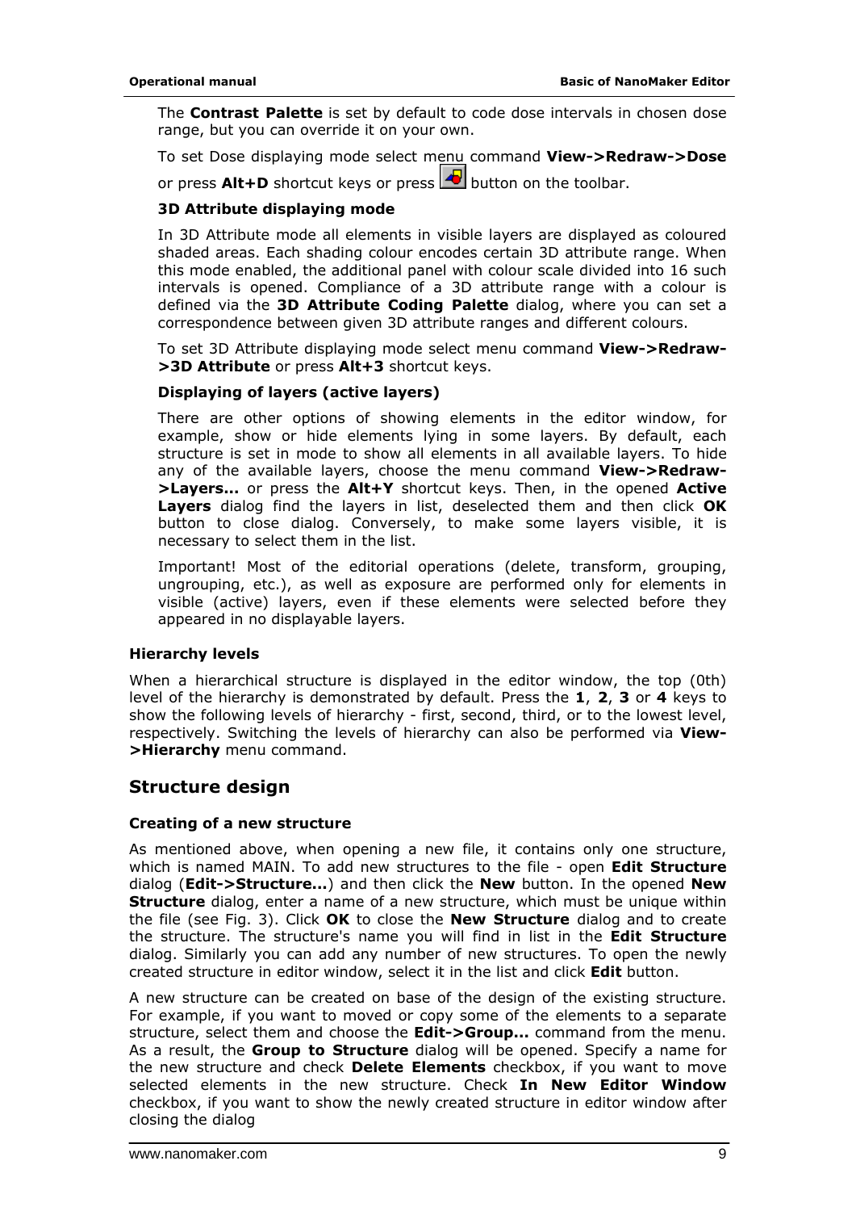The **Contrast Palette** is set by default to code dose intervals in chosen dose range, but you can override it on your own.

To set Dose displaying mode select menu command **View->Redraw->Dose** or press **Alt+D** shortcut keys or press button on the toolbar.

**3D Attribute displaying mode**

In 3D Attribute mode all elements in visible layers are displayed as coloured shaded areas. Each shading colour encodes certain 3D attribute range. When this mode enabled, the additional panel with colour scale divided into 16 such intervals is opened. Compliance of a 3D attribute range with a colour is defined via the **3D Attribute Coding Palette** dialog, where you can set a correspondence between given 3D attribute ranges and different colours.

To set 3D Attribute displaying mode select menu command **View->Redraw->3D Attribute** or press **Alt+3** shortcut keys.

**Displaying of layers (active layers)**

There are other options of showing elements in the editor window, for example, show or hide elements lying in some layers. By default, each structure is set in mode to show all elements in all available layers. To hide any of the available layers, choose the menu command **View->Redraw->Layers...** or press the **Alt+Y** shortcut keys. Then, in the opened **Active Layers** dialog find the layers in list, deselected them and then click **OK** button to close dialog. Conversely, to make some layers visible, it is necessary to select them in the list.

Important! Most of the editorial operations (delete, transform, grouping, ungrouping, etc.), as well as exposure are performed only for elements in visible (active) layers, even if these elements were selected before they appeared in no displayable layers.

### Hierarchy levels

When a hierarchical structure is displayed in the editor window, the top (0th) level of the hierarchy is demonstrated by default. Press the **1**, **2**, **3** or **4** keys to show the following levels of hierarchy - first, second, third, or to the lowest level, respectively. Switching the levels of hierarchy can also be performed via **View->Hierarchy** menu command.

## Structure design

### Creating of a new structure

As mentioned above, when opening a new file, it contains only one structure, which is named MAIN. To add new structures to the file - open **Edit Structure** dialog (**Edit->Structure...**) and then click the **New** button. In the opened **New Structure** dialog, enter a name of a new structure, which must be unique within the file (see Fig. 3). Click **OK** to close the **New Structure** dialog and to create the structure. The structure's name you will find in list in the **Edit Structure** dialog. Similarly you can add any number of new structures. To open the newly created structure in editor window, select it in the list and click **Edit** button.

A new structure can be created on base of the design of the existing structure. For example, if you want to moved or copy some of the elements to a separate structure, select them and choose the **Edit->Group...** command from the menu. As a result, the **Group to Structure** dialog will be opened. Specify a name for the new structure and check **Delete Elements** checkbox, if you want to move selected elements in the new structure. Check **In New Editor Window** checkbox, if you want to show the newly created structure in editor window after closing the dialog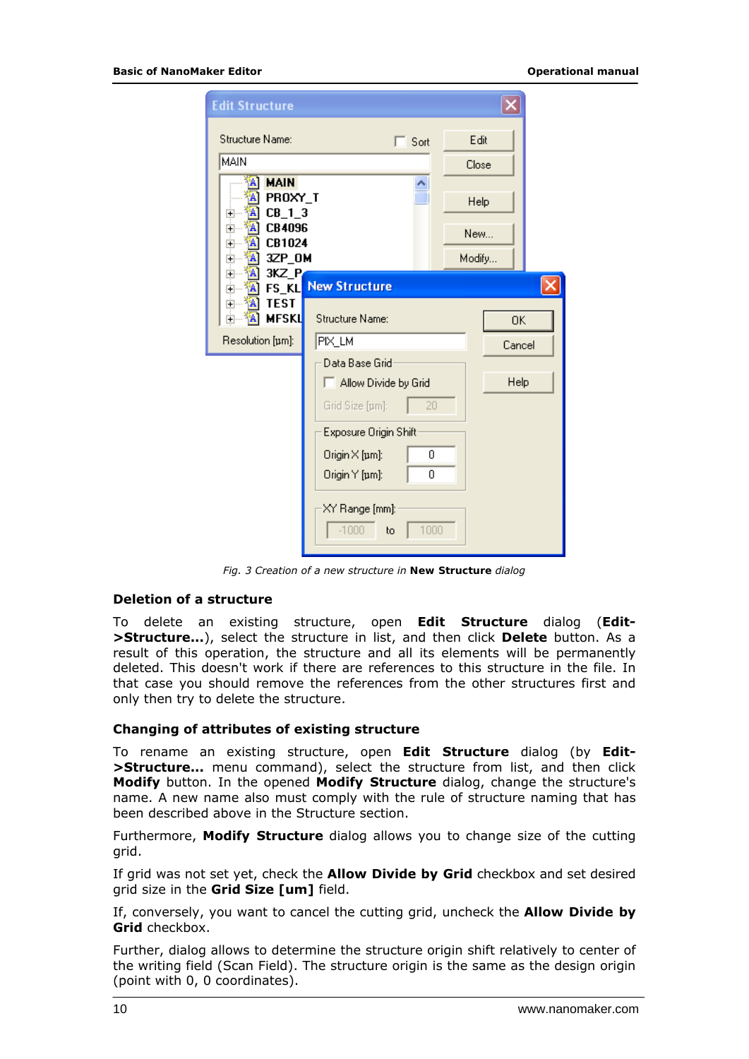*Fig. 3 Creation of a new structure in* ***New Structure*** *dialog*

### Deletion of a structure

To delete an existing structure, open **Edit Structure** dialog (**Edit->Structure...**), select the structure in list, and then click **Delete** button. As a result of this operation, the structure and all its elements will be permanently deleted. This doesn't work if there are references to this structure in the file. In that case you should remove the references from the other structures first and only then try to delete the structure.

### Changing of attributes of existing structure

To rename an existing structure, open **Edit Structure** dialog (by **Edit->Structure...** menu command), select the structure from list, and then click **Modify** button. In the opened **Modify Structure** dialog, change the structure's name. A new name also must comply with the rule of structure naming that has been described above in the Structure section.

Furthermore, **Modify Structure** dialog allows you to change size of the cutting grid.

If grid was not set yet, check the **Allow Divide by Grid** checkbox and set desired grid size in the **Grid Size [um]** field.

If, conversely, you want to cancel the cutting grid, uncheck the **Allow Divide by Grid** checkbox.

Further, dialog allows to determine the structure origin shift relatively to center of the writing field (Scan Field). The structure origin is the same as the design origin (point with 0, 0 coordinates).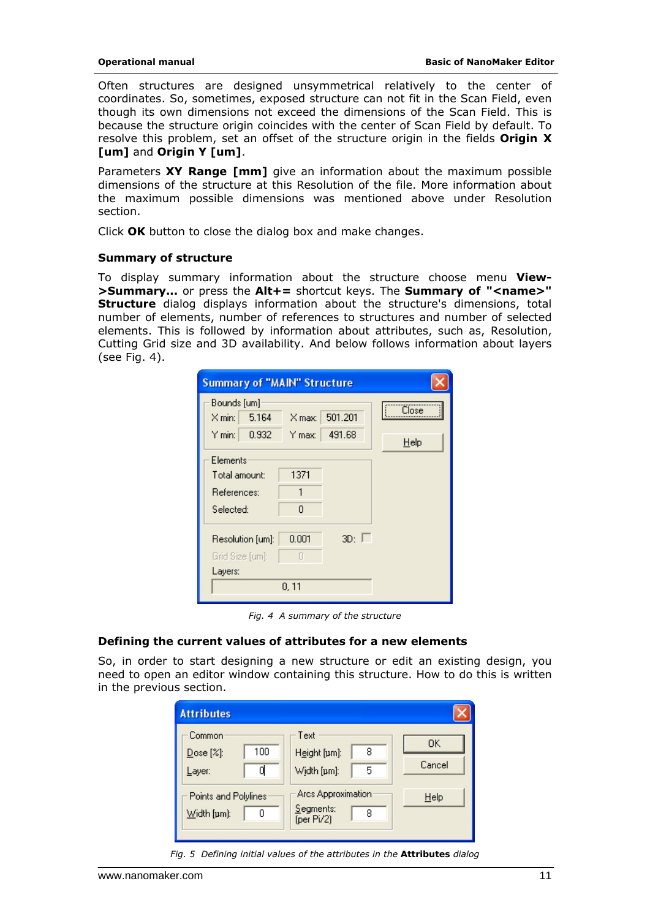Often structures are designed unsymmetrical relatively to the center of coordinates. So, sometimes, exposed structure can not fit in the Scan Field, even though its own dimensions not exceed the dimensions of the Scan Field. This is because the structure origin coincides with the center of Scan Field by default. To resolve this problem, set an offset of the structure origin in the fields **Origin X [um]** and **Origin Y [um]**.

Parameters **XY Range [mm]** give an information about the maximum possible dimensions of the structure at this Resolution of the file. More information about the maximum possible dimensions was mentioned above under Resolution section.

Click **OK** button to close the dialog box and make changes.

### Summary of structure

To display summary information about the structure choose menu **View->Summary...** or press the **Alt+=** shortcut keys. The **Summary of "<name>" Structure** dialog displays information about the structure's dimensions, total number of elements, number of references to structures and number of selected elements. This is followed by information about attributes, such as, Resolution, Cutting Grid size and 3D availability. And below follows information about layers (see Fig. 4).

*Fig. 4 A summary of the structure*

### Defining the current values of attributes for a new elements

So, in order to start designing a new structure or edit an existing design, you need to open an editor window containing this structure. How to do this is written in the previous section.

*Fig. 5 Defining initial values of the attributes in the* **Attributes** *dialog*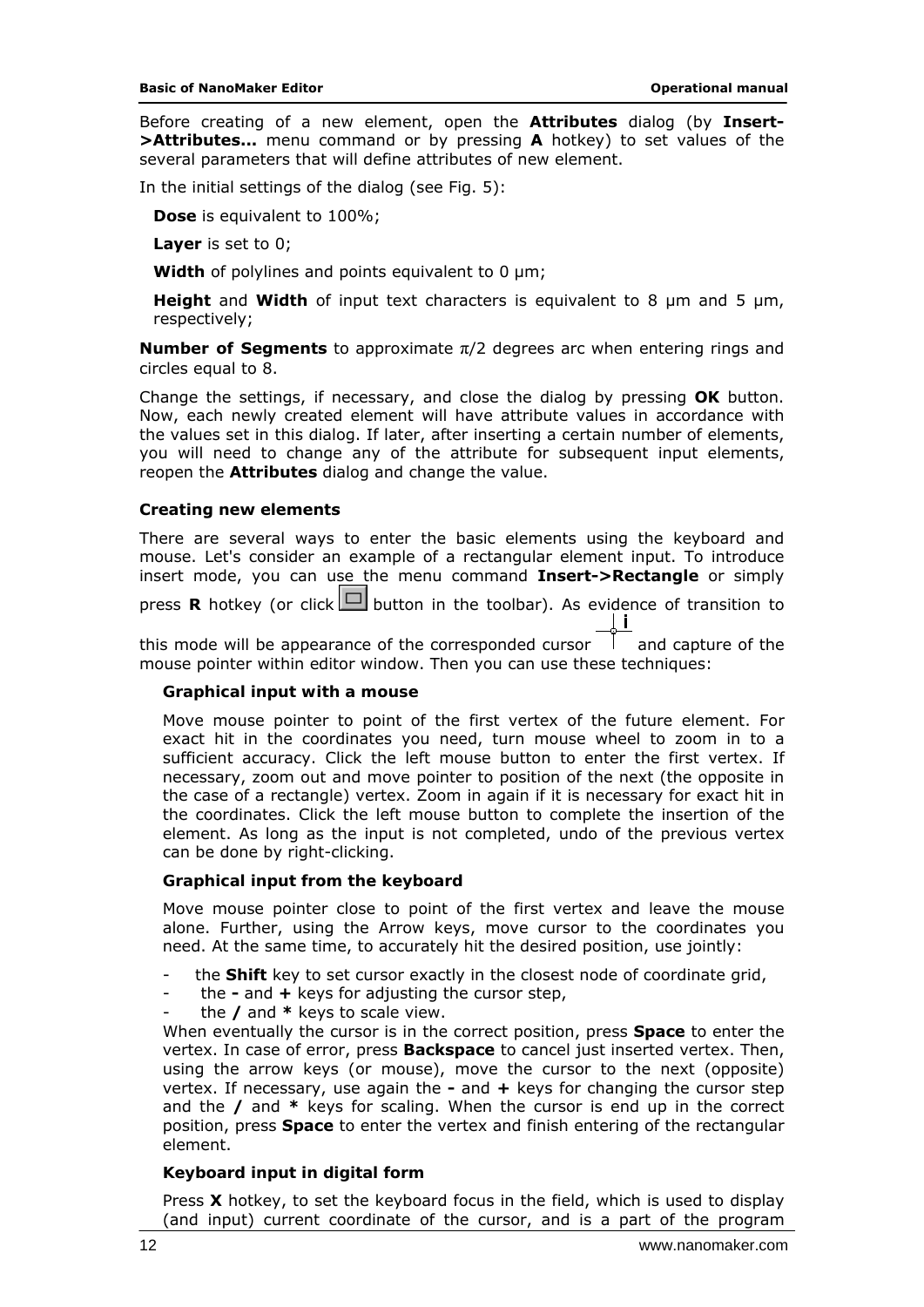Before creating of a new element, open the **Attributes** dialog (by **Insert->Attributes...** menu command or by pressing **A** hotkey) to set values of the several parameters that will define attributes of new element.

In the initial settings of the dialog (see Fig. 5):

**Dose** is equivalent to 100%;

**Layer** is set to 0;

**Width** of polylines and points equivalent to 0 μm;

**Height** and **Width** of input text characters is equivalent to 8 μm and 5 μm, respectively;

**Number of Segments** to approximate $\pi/2$ degrees arc when entering rings and circles equal to 8.

Change the settings, if necessary, and close the dialog by pressing **OK** button. Now, each newly created element will have attribute values in accordance with the values set in this dialog. If later, after inserting a certain number of elements, you will need to change any of the attribute for subsequent input elements, reopen the **Attributes** dialog and change the value.

### Creating new elements

There are several ways to enter the basic elements using the keyboard and mouse. Let's consider an example of a rectangular element input. To introduce insert mode, you can use the menu command **Insert->Rectangle** or simply press **R** hotkey (or click button in the toolbar). As evidence of transition to this mode will be appearance of the corresponded cursor and capture of the mouse pointer within editor window. Then you can use these techniques:

#### Graphical input with a mouse

Move mouse pointer to point of the first vertex of the future element. For exact hit in the coordinates you need, turn mouse wheel to zoom in to a sufficient accuracy. Click the left mouse button to enter the first vertex. If necessary, zoom out and move pointer to position of the next (the opposite in the case of a rectangle) vertex. Zoom in again if it is necessary for exact hit in the coordinates. Click the left mouse button to complete the insertion of the element. As long as the input is not completed, undo of the previous vertex can be done by right-clicking.

#### Graphical input from the keyboard

Move mouse pointer close to point of the first vertex and leave the mouse alone. Further, using the Arrow keys, move cursor to the coordinates you need. At the same time, to accurately hit the desired position, use jointly:

- the **Shift** key to set cursor exactly in the closest node of coordinate grid,
- the **-** and **+** keys for adjusting the cursor step,
- the **/** and **\*** keys to scale view.

When eventually the cursor is in the correct position, press **Space** to enter the vertex. In case of error, press **Backspace** to cancel just inserted vertex. Then, using the arrow keys (or mouse), move the cursor to the next (opposite) vertex. If necessary, use again the **-** and **+** keys for changing the cursor step and the **/** and **\*** keys for scaling. When the cursor is end up in the correct position, press **Space** to enter the vertex and finish entering of the rectangular element.

#### Keyboard input in digital form

Press **X** hotkey, to set the keyboard focus in the field, which is used to display (and input) current coordinate of the cursor, and is a part of the program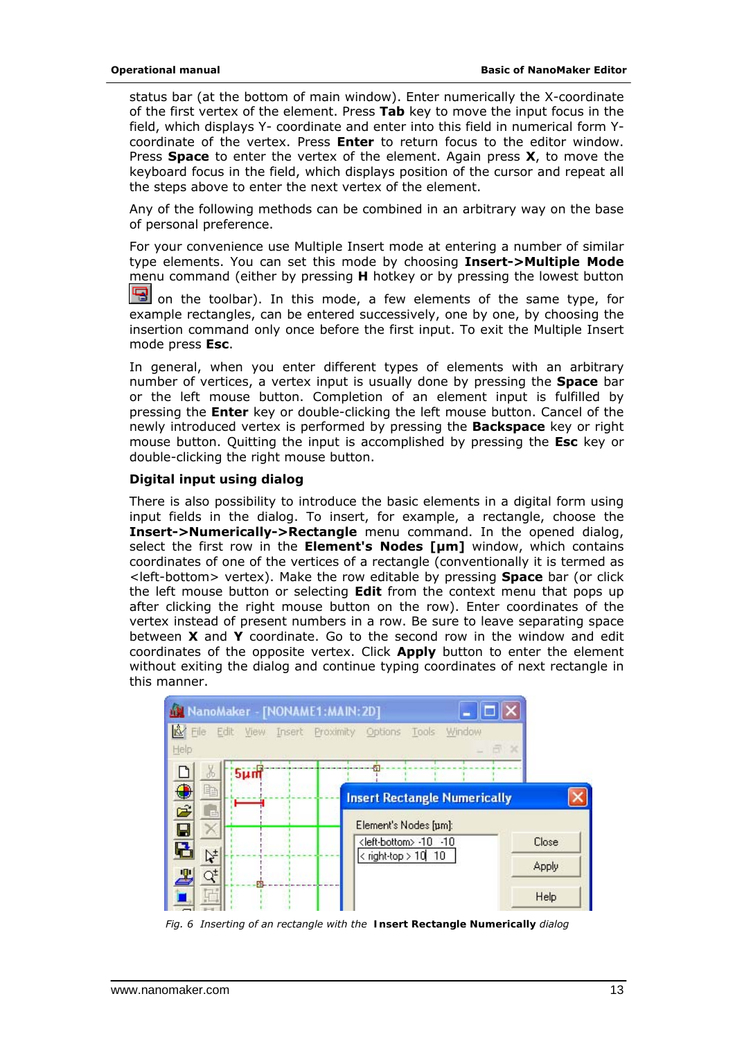status bar (at the bottom of main window). Enter numerically the X-coordinate of the first vertex of the element. Press **Tab** key to move the input focus in the field, which displays Y- coordinate and enter into this field in numerical form Y-coordinate of the vertex. Press **Enter** to return focus to the editor window. Press **Space** to enter the vertex of the element. Again press **X**, to move the keyboard focus in the field, which displays position of the cursor and repeat all the steps above to enter the next vertex of the element.

Any of the following methods can be combined in an arbitrary way on the base of personal preference.

For your convenience use Multiple Insert mode at entering a number of similar type elements. You can set this mode by choosing **Insert->Multiple Mode** menu command (either by pressing **H** hotkey or by pressing the lowest button on the toolbar). In this mode, a few elements of the same type, for example rectangles, can be entered successively, one by one, by choosing the insertion command only once before the first input. To exit the Multiple Insert mode press **Esc**.

In general, when you enter different types of elements with an arbitrary number of vertices, a vertex input is usually done by pressing the **Space** bar or the left mouse button. Completion of an element input is fulfilled by pressing the **Enter** key or double-clicking the left mouse button. Cancel of the newly introduced vertex is performed by pressing the **Backspace** key or right mouse button. Quitting the input is accomplished by pressing the **Esc** key or double-clicking the right mouse button.

### Digital input using dialog

There is also possibility to introduce the basic elements in a digital form using input fields in the dialog. To insert, for example, a rectangle, choose the **Insert->Numerically->Rectangle** menu command. In the opened dialog, select the first row in the **Element's Nodes [µm]** window, which contains coordinates of one of the vertices of a rectangle (conventionally it is termed as <left-bottom> vertex). Make the row editable by pressing **Space** bar (or click the left mouse button or selecting **Edit** from the context menu that pops up after clicking the right mouse button on the row). Enter coordinates of the vertex instead of present numbers in a row. Be sure to leave separating space between **X** and **Y** coordinate. Go to the second row in the window and edit coordinates of the opposite vertex. Click **Apply** button to enter the element without exiting the dialog and continue typing coordinates of next rectangle in this manner.

*Fig. 6 Inserting of an rectangle with the* **Insert Rectangle Numerically** *dialog*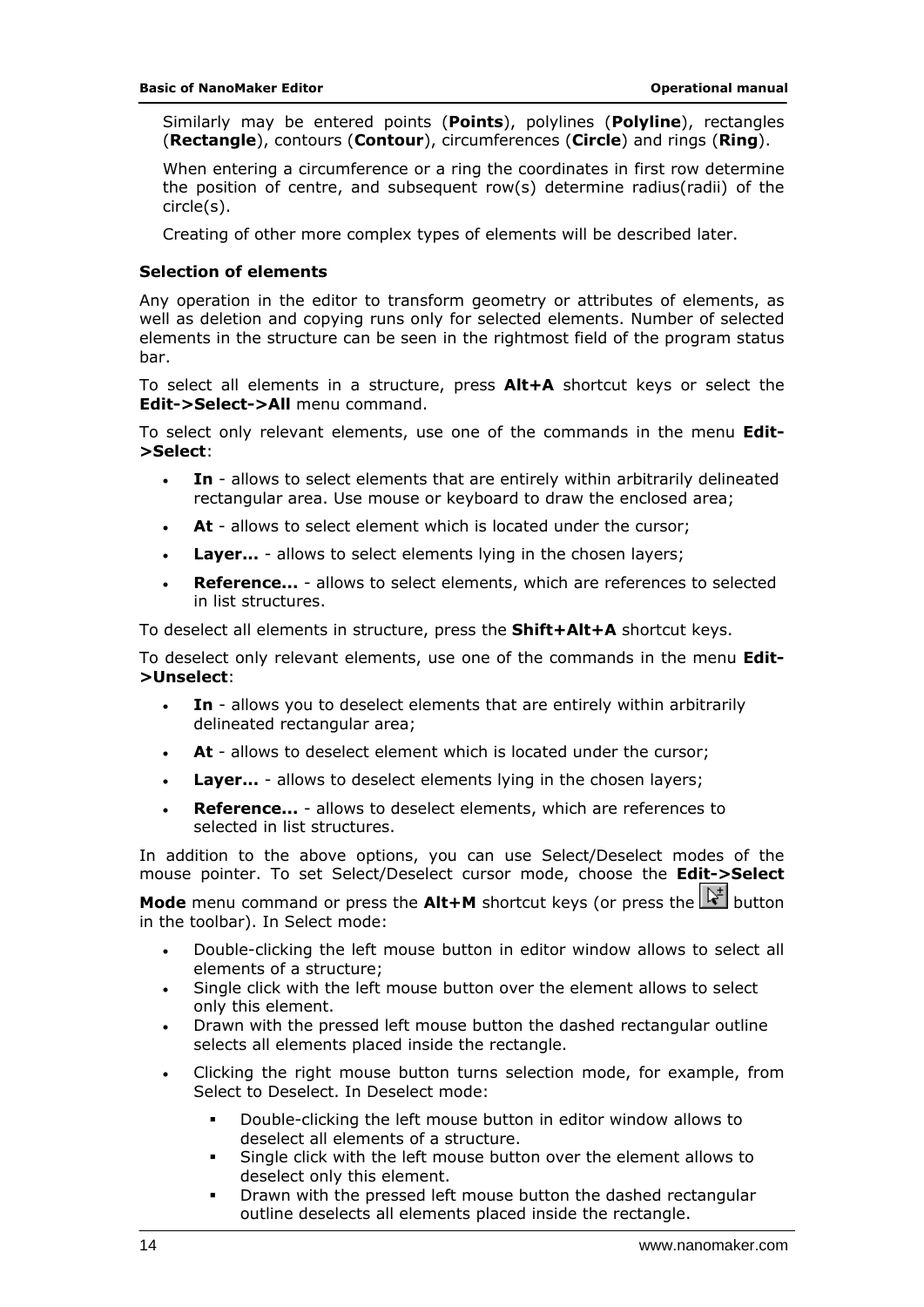Similarly may be entered points (**Points**), polylines (**Polyline**), rectangles (**Rectangle**), contours (**Contour**), circumferences (**Circle**) and rings (**Ring**).

When entering a circumference or a ring the coordinates in first row determine the position of centre, and subsequent row(s) determine radius(radii) of the circle(s).

Creating of other more complex types of elements will be described later.

### Selection of elements

Any operation in the editor to transform geometry or attributes of elements, as well as deletion and copying runs only for selected elements. Number of selected elements in the structure can be seen in the rightmost field of the program status bar.

To select all elements in a structure, press **Alt+A** shortcut keys or select the **Edit->Select->All** menu command.

To select only relevant elements, use one of the commands in the menu **Edit->Select**:

- **In** - allows to select elements that are entirely within arbitrarily delineated rectangular area. Use mouse or keyboard to draw the enclosed area;
- **At** - allows to select element which is located under the cursor;
- **Layer...** - allows to select elements lying in the chosen layers;
- **Reference...** - allows to select elements, which are references to selected in list structures.

To deselect all elements in structure, press the **Shift+Alt+A** shortcut keys.

To deselect only relevant elements, use one of the commands in the menu **Edit->Unselect**:

- **In** - allows you to deselect elements that are entirely within arbitrarily delineated rectangular area;
- **At** - allows to deselect element which is located under the cursor;
- **Layer...** - allows to deselect elements lying in the chosen layers;
- **Reference...** - allows to deselect elements, which are references to selected in list structures.

In addition to the above options, you can use Select/Deselect modes of the mouse pointer. To set Select/Deselect cursor mode, choose the **Edit->Select Mode** menu command or press the **Alt+M** shortcut keys (or press the button in the toolbar). In Select mode:

- Double-clicking the left mouse button in editor window allows to select all elements of a structure;
- Single click with the left mouse button over the element allows to select only this element.
- Drawn with the pressed left mouse button the dashed rectangular outline selects all elements placed inside the rectangle.
- Clicking the right mouse button turns selection mode, for example, from Select to Deselect. In Deselect mode:
  - Double-clicking the left mouse button in editor window allows to deselect all elements of a structure.
  - Single click with the left mouse button over the element allows to deselect only this element.
  - Drawn with the pressed left mouse button the dashed rectangular outline deselects all elements placed inside the rectangle.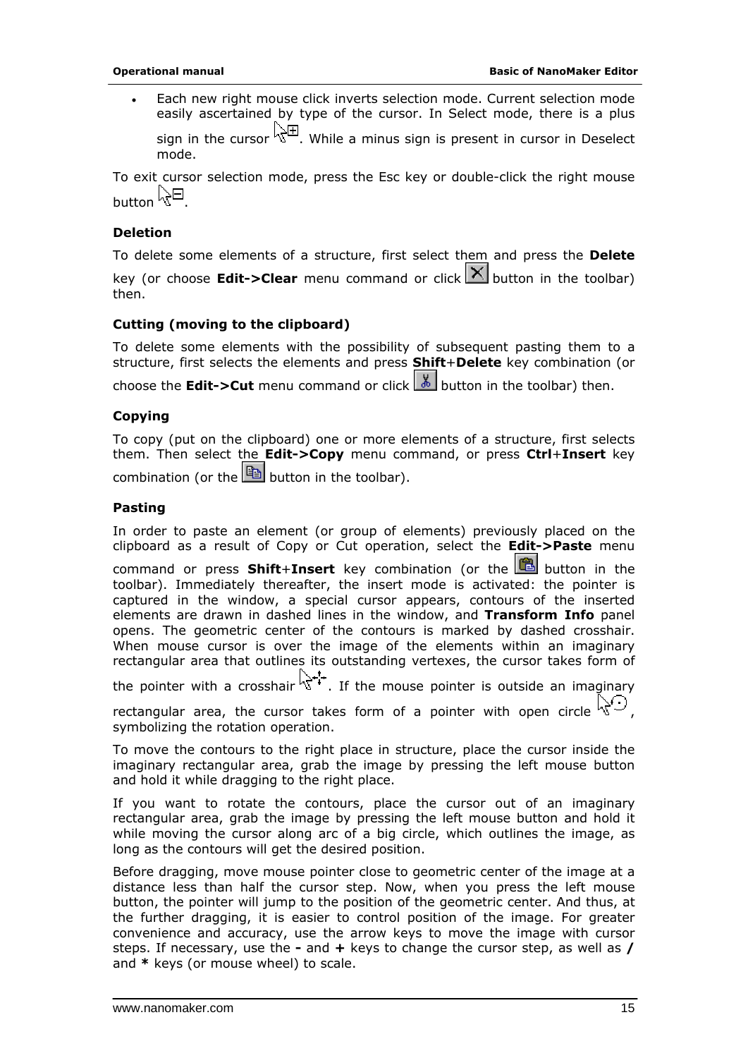- Each new right mouse click inverts selection mode. Current selection mode easily ascertained by type of the cursor. In Select mode, there is a plus sign in the cursor. While a minus sign is present in cursor in Deselect mode.

To exit cursor selection mode, press the Esc key or double-click the right mouse button.

**Deletion**

To delete some elements of a structure, first select them and press the **Delete** key (or choose **Edit->Clear** menu command or click button in the toolbar) then.

**Cutting (moving to the clipboard)**

To delete some elements with the possibility of subsequent pasting them to a structure, first selects the elements and press **Shift**+**Delete** key combination (or choose the **Edit->Cut** menu command or click button in the toolbar) then.

**Copying**

To copy (put on the clipboard) one or more elements of a structure, first selects them. Then select the **Edit->Copy** menu command, or press **Ctrl**+**Insert** key combination (or the button in the toolbar).

**Pasting**

In order to paste an element (or group of elements) previously placed on the clipboard as a result of Copy or Cut operation, select the **Edit->Paste** menu command or press **Shift**+**Insert** key combination (or the button in the toolbar). Immediately thereafter, the insert mode is activated: the pointer is captured in the window, a special cursor appears, contours of the inserted elements are drawn in dashed lines in the window, and **Transform Info** panel opens. The geometric center of the contours is marked by dashed crosshair. When mouse cursor is over the image of the elements within an imaginary rectangular area that outlines its outstanding vertexes, the cursor takes form of the pointer with a crosshair. If the mouse pointer is outside an imaginary rectangular area, the cursor takes form of a pointer with open circle, symbolizing the rotation operation.

To move the contours to the right place in structure, place the cursor inside the imaginary rectangular area, grab the image by pressing the left mouse button and hold it while dragging to the right place.

If you want to rotate the contours, place the cursor out of an imaginary rectangular area, grab the image by pressing the left mouse button and hold it while moving the cursor along arc of a big circle, which outlines the image, as long as the contours will get the desired position.

Before dragging, move mouse pointer close to geometric center of the image at a distance less than half the cursor step. Now, when you press the left mouse button, the pointer will jump to the position of the geometric center. And thus, at the further dragging, it is easier to control position of the image. For greater convenience and accuracy, use the arrow keys to move the image with cursor steps. If necessary, use the **-** and **+** keys to change the cursor step, as well as **/** and **\*** keys (or mouse wheel) to scale.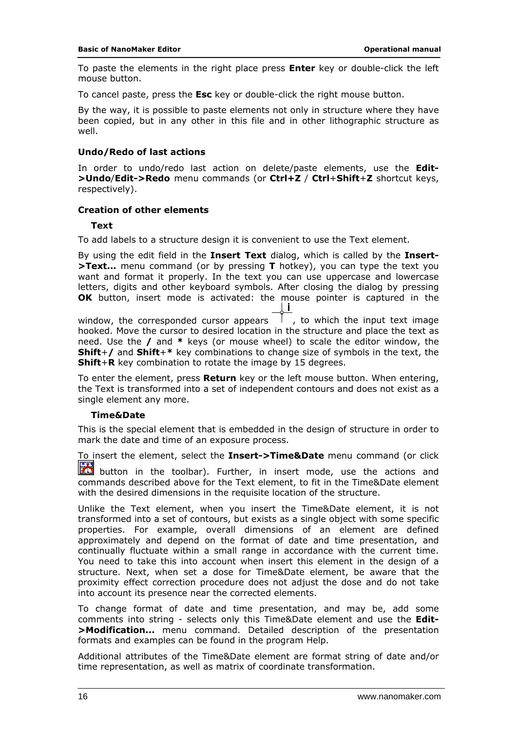To paste the elements in the right place press **Enter** key or double-click the left mouse button.

To cancel paste, press the **Esc** key or double-click the right mouse button.

By the way, it is possible to paste elements not only in structure where they have been copied, but in any other in this file and in other lithographic structure as well.

### Undo/Redo of last actions

In order to undo/redo last action on delete/paste elements, use the **Edit->Undo**/**Edit->Redo** menu commands (or **Ctrl+Z** / **Ctrl**+**Shift**+**Z** shortcut keys, respectively).

### Creation of other elements

#### Text

To add labels to a structure design it is convenient to use the Text element.

By using the edit field in the **Insert Text** dialog, which is called by the **Insert->Text...** menu command (or by pressing **T** hotkey), you can type the text you want and format it properly. In the text you can use uppercase and lowercase letters, digits and other keyboard symbols. After closing the dialog by pressing **OK** button, insert mode is activated: the mouse pointer is captured in the window, the corresponded cursor appears, to which the input text image hooked. Move the cursor to desired location in the structure and place the text as need. Use the **/** and **\*** keys (or mouse wheel) to scale the editor window, the **Shift**+**/** and **Shift**+**\*** key combinations to change size of symbols in the text, the **Shift**+**R** key combination to rotate the image by 15 degrees.

To enter the element, press **Return** key or the left mouse button. When entering, the Text is transformed into a set of independent contours and does not exist as a single element any more.

#### Time&Date

This is the special element that is embedded in the design of structure in order to mark the date and time of an exposure process.

To insert the element, select the **Insert->Time&Date** menu command (or click button in the toolbar). Further, in insert mode, use the actions and commands described above for the Text element, to fit in the Time&Date element with the desired dimensions in the requisite location of the structure.

Unlike the Text element, when you insert the Time&Date element, it is not transformed into a set of contours, but exists as a single object with some specific properties. For example, overall dimensions of an element are defined approximately and depend on the format of date and time presentation, and continually fluctuate within a small range in accordance with the current time. You need to take this into account when insert this element in the design of a structure. Next, when set a dose for Time&Date element, be aware that the proximity effect correction procedure does not adjust the dose and do not take into account its presence near the corrected elements.

To change format of date and time presentation, and may be, add some comments into string - selects only this Time&Date element and use the **Edit->Modification...** menu command. Detailed description of the presentation formats and examples can be found in the program Help.

Additional attributes of the Time&Date element are format string of date and/or time representation, as well as matrix of coordinate transformation.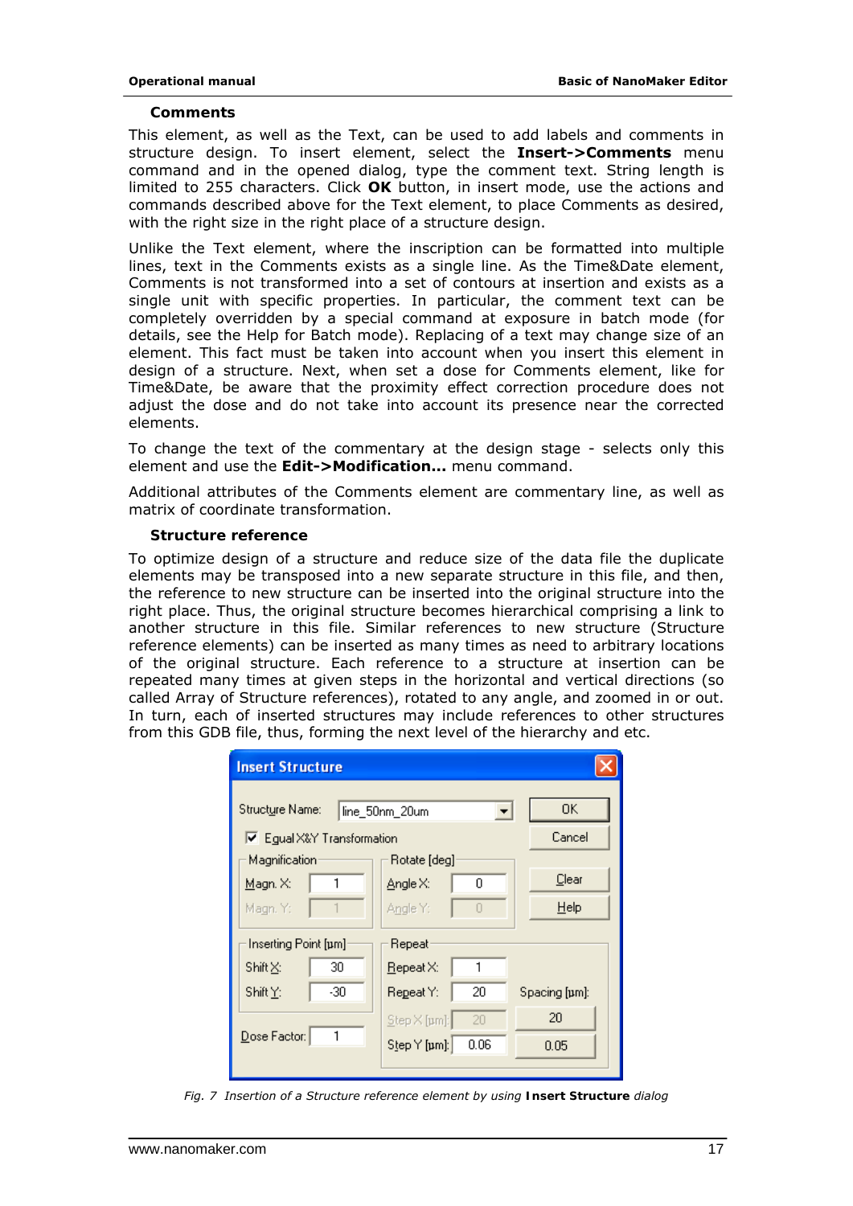### Comments

This element, as well as the Text, can be used to add labels and comments in structure design. To insert element, select the **Insert->Comments** menu command and in the opened dialog, type the comment text. String length is limited to 255 characters. Click **OK** button, in insert mode, use the actions and commands described above for the Text element, to place Comments as desired, with the right size in the right place of a structure design.

Unlike the Text element, where the inscription can be formatted into multiple lines, text in the Comments exists as a single line. As the Time&Date element, Comments is not transformed into a set of contours at insertion and exists as a single unit with specific properties. In particular, the comment text can be completely overridden by a special command at exposure in batch mode (for details, see the Help for Batch mode). Replacing of a text may change size of an element. This fact must be taken into account when you insert this element in design of a structure. Next, when set a dose for Comments element, like for Time&Date, be aware that the proximity effect correction procedure does not adjust the dose and do not take into account its presence near the corrected elements.

To change the text of the commentary at the design stage - selects only this element and use the **Edit->Modification...** menu command.

Additional attributes of the Comments element are commentary line, as well as matrix of coordinate transformation.

### Structure reference

To optimize design of a structure and reduce size of the data file the duplicate elements may be transposed into a new separate structure in this file, and then, the reference to new structure can be inserted into the original structure into the right place. Thus, the original structure becomes hierarchical comprising a link to another structure in this file. Similar references to new structure (Structure reference elements) can be inserted as many times as need to arbitrary locations of the original structure. Each reference to a structure at insertion can be repeated many times at given steps in the horizontal and vertical directions (so called Array of Structure references), rotated to any angle, and zoomed in or out. In turn, each of inserted structures may include references to other structures from this GDB file, thus, forming the next level of the hierarchy and etc.

*Fig. 7 Insertion of a Structure reference element by using* **Insert Structure** *dialog*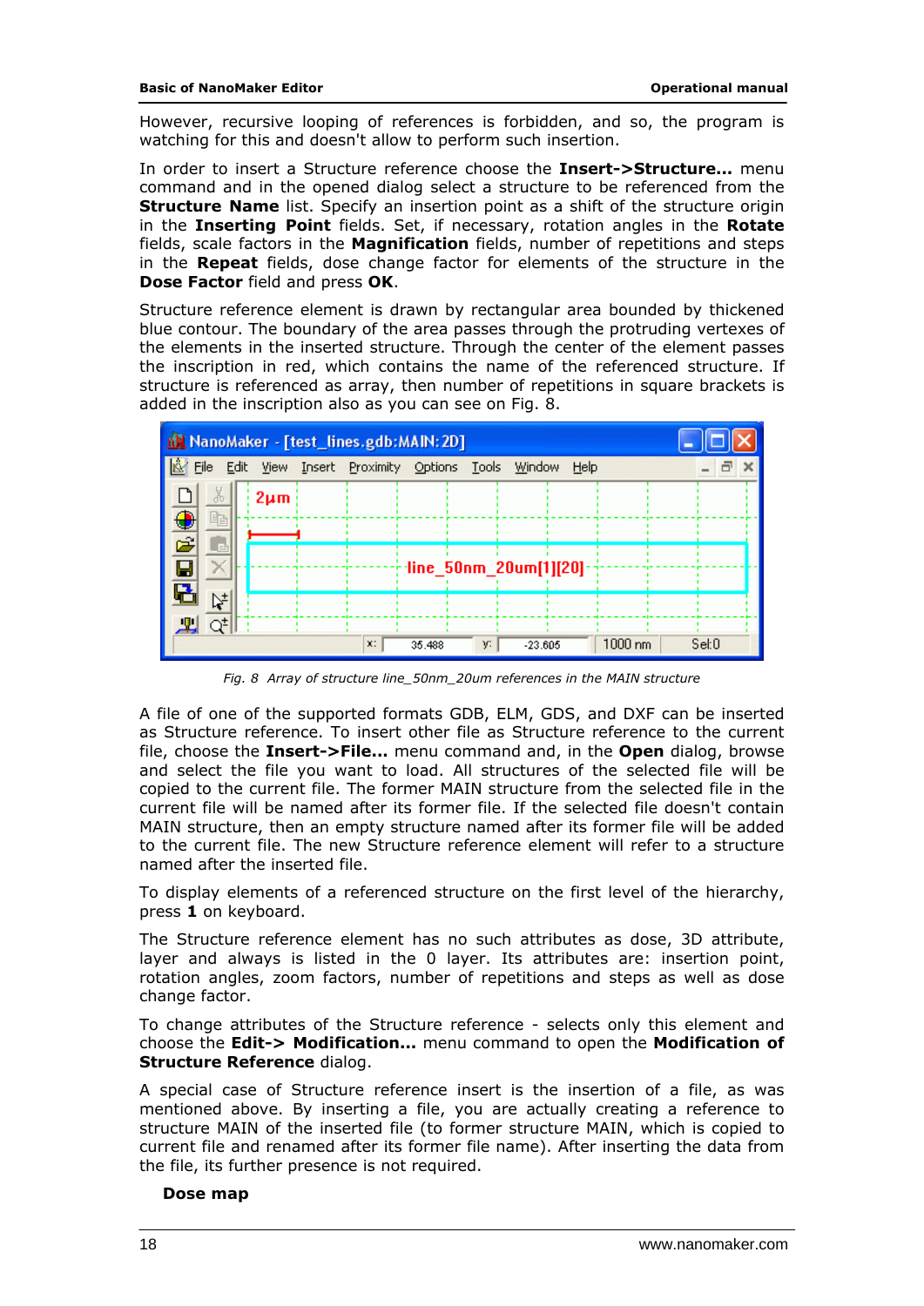However, recursive looping of references is forbidden, and so, the program is watching for this and doesn't allow to perform such insertion.

In order to insert a Structure reference choose the **Insert->Structure...** menu command and in the opened dialog select a structure to be referenced from the **Structure Name** list. Specify an insertion point as a shift of the structure origin in the **Inserting Point** fields. Set, if necessary, rotation angles in the **Rotate** fields, scale factors in the **Magnification** fields, number of repetitions and steps in the **Repeat** fields, dose change factor for elements of the structure in the **Dose Factor** field and press **OK**.

Structure reference element is drawn by rectangular area bounded by thickened blue contour. The boundary of the area passes through the protruding vertexes of the elements in the inserted structure. Through the center of the element passes the inscription in red, which contains the name of the referenced structure. If structure is referenced as array, then number of repetitions in square brackets is added in the inscription also as you can see on Fig. 8.

*Fig. 8 Array of structure line_50nm_20um references in the MAIN structure*

A file of one of the supported formats GDB, ELM, GDS, and DXF can be inserted as Structure reference. To insert other file as Structure reference to the current file, choose the **Insert->File...** menu command and, in the **Open** dialog, browse and select the file you want to load. All structures of the selected file will be copied to the current file. The former MAIN structure from the selected file in the current file will be named after its former file. If the selected file doesn't contain MAIN structure, then an empty structure named after its former file will be added to the current file. The new Structure reference element will refer to a structure named after the inserted file.

To display elements of a referenced structure on the first level of the hierarchy, press **1** on keyboard.

The Structure reference element has no such attributes as dose, 3D attribute, layer and always is listed in the 0 layer. Its attributes are: insertion point, rotation angles, zoom factors, number of repetitions and steps as well as dose change factor.

To change attributes of the Structure reference - selects only this element and choose the **Edit-> Modification...** menu command to open the **Modification of Structure Reference** dialog.

A special case of Structure reference insert is the insertion of a file, as was mentioned above. By inserting a file, you are actually creating a reference to structure MAIN of the inserted file (to former structure MAIN, which is copied to current file and renamed after its former file name). After inserting the data from the file, its further presence is not required.

### Dose map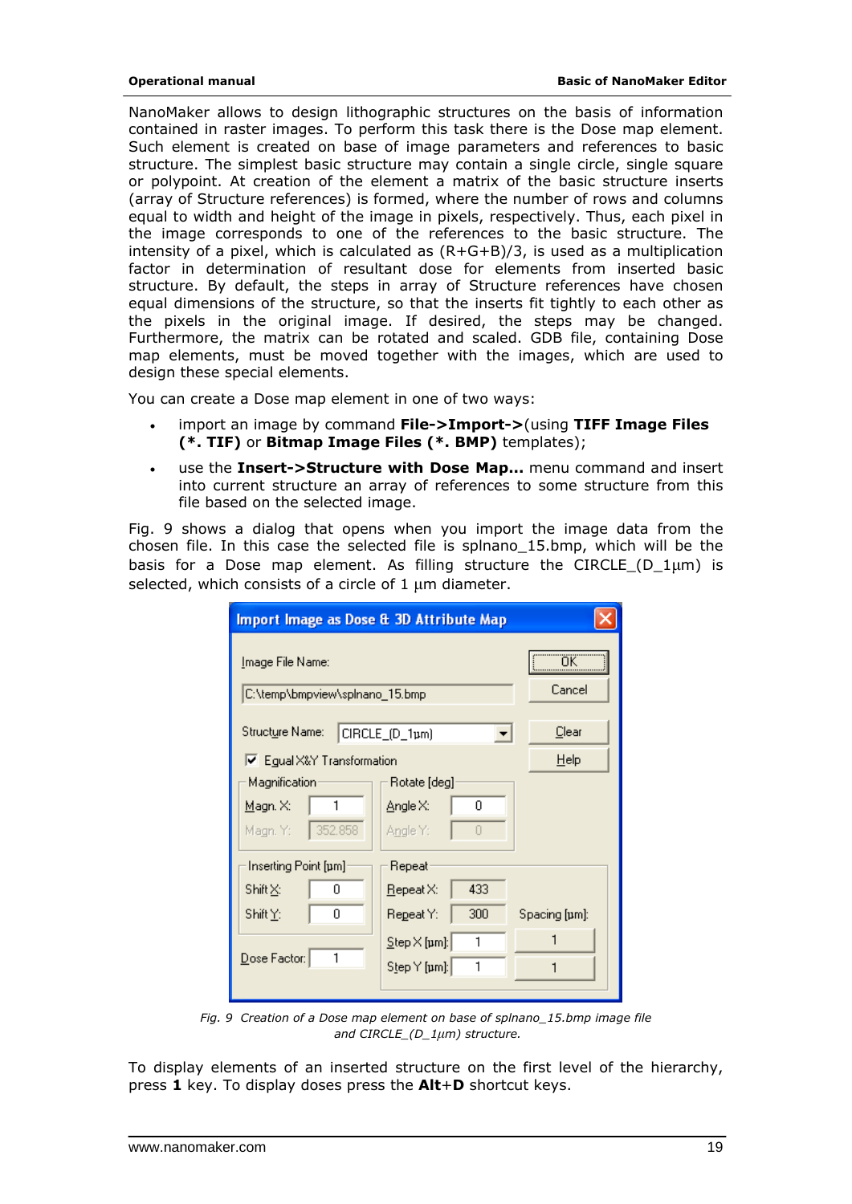NanoMaker allows to design lithographic structures on the basis of information contained in raster images. To perform this task there is the Dose map element. Such element is created on base of image parameters and references to basic structure. The simplest basic structure may contain a single circle, single square or polypoint. At creation of the element a matrix of the basic structure inserts (array of Structure references) is formed, where the number of rows and columns equal to width and height of the image in pixels, respectively. Thus, each pixel in the image corresponds to one of the references to the basic structure. The intensity of a pixel, which is calculated as (R+G+B)/3, is used as a multiplication factor in determination of resultant dose for elements from inserted basic structure. By default, the steps in array of Structure references have chosen equal dimensions of the structure, so that the inserts fit tightly to each other as the pixels in the original image. If desired, the steps may be changed. Furthermore, the matrix can be rotated and scaled. GDB file, containing Dose map elements, must be moved together with the images, which are used to design these special elements.

You can create a Dose map element in one of two ways:

- import an image by command **File->Import->**(using **TIFF Image Files (*. TIF)** or **Bitmap Image Files (*. BMP)** templates);
- use the **Insert->Structure with Dose Map…** menu command and insert into current structure an array of references to some structure from this file based on the selected image.

Fig. 9 shows a dialog that opens when you import the image data from the chosen file. In this case the selected file is splnano_15.bmp, which will be the basis for a Dose map element. As filling structure the CIRCLE_(D_1µm) is selected, which consists of a circle of 1 µm diameter.

Import Image as Dose & 3D Attribute Map

Image File Name: C:\temp\bmpview\splnano_15.bmp

Structure Name: CIRCLE_(D_1µm)

☑ Equal X&Y Transformation

| Magnification | | Rotate [deg] | |
|---|---|---|---|
| Magn. X: | 1 | Angle X: | 0 |
| Magn. Y: | 352.858 | Angle Y: | 0 |

| Inserting Point [µm] | | Repeat | | Spacing [µm]: |
|---|---|---|---|---|
| Shift X: | 0 | Repeat X: | 433 | |
| Shift Y: | 0 | Repeat Y: | 300 | |
| | | Step X [µm]: | 1 | 1 |
| Dose Factor: | 1 | Step Y [µm]: | 1 | 1 |

OK | Cancel | Clear | Help

*Fig. 9 Creation of a Dose map element on base of splnano_15.bmp image file and CIRCLE_(D_1µm) structure.*

To display elements of an inserted structure on the first level of the hierarchy, press **1** key. To display doses press the **Alt**+**D** shortcut keys.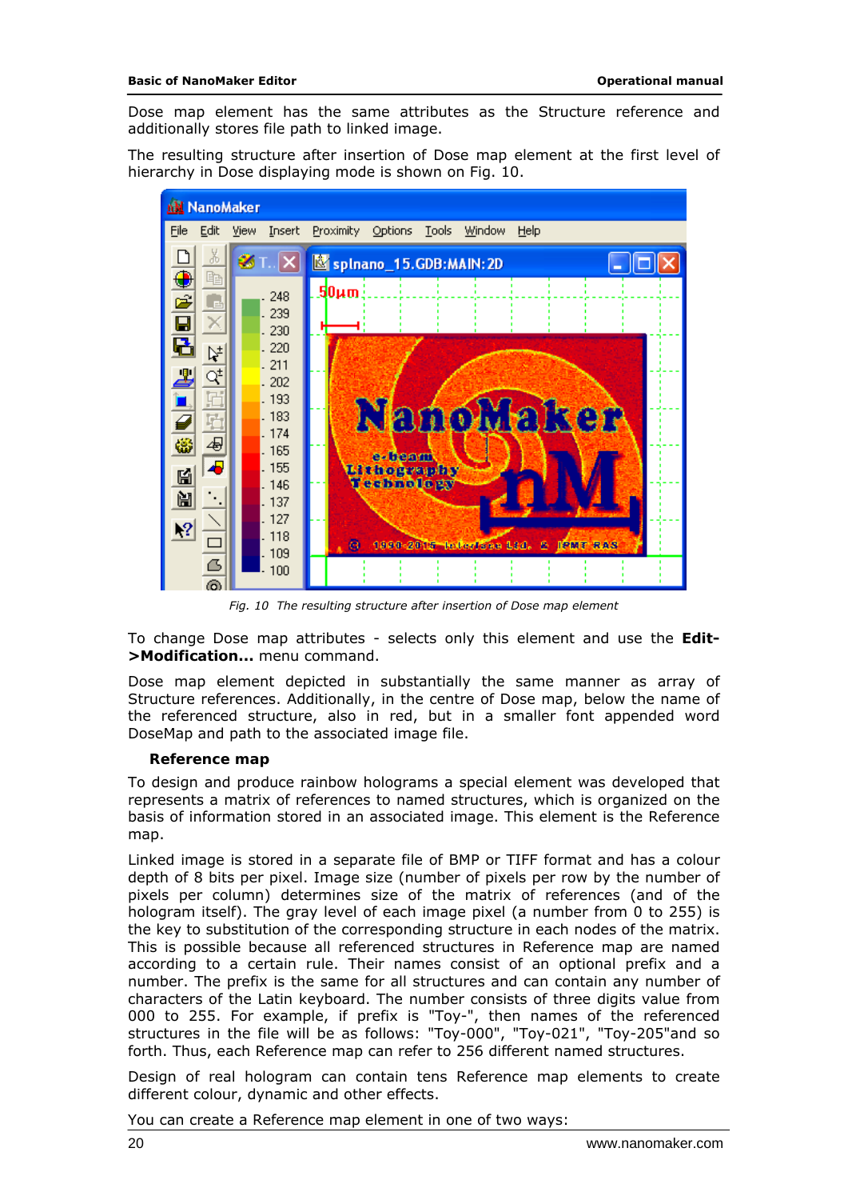Dose map element has the same attributes as the Structure reference and additionally stores file path to linked image.

The resulting structure after insertion of Dose map element at the first level of hierarchy in Dose displaying mode is shown on Fig. 10.

*Fig. 10 The resulting structure after insertion of Dose map element*

To change Dose map attributes - selects only this element and use the **Edit->Modification...** menu command.

Dose map element depicted in substantially the same manner as array of Structure references. Additionally, in the centre of Dose map, below the name of the referenced structure, also in red, but in a smaller font appended word DoseMap and path to the associated image file.

### Reference map

To design and produce rainbow holograms a special element was developed that represents a matrix of references to named structures, which is organized on the basis of information stored in an associated image. This element is the Reference map.

Linked image is stored in a separate file of BMP or TIFF format and has a colour depth of 8 bits per pixel. Image size (number of pixels per row by the number of pixels per column) determines size of the matrix of references (and of the hologram itself). The gray level of each image pixel (a number from 0 to 255) is the key to substitution of the corresponding structure in each nodes of the matrix. This is possible because all referenced structures in Reference map are named according to a certain rule. Their names consist of an optional prefix and a number. The prefix is the same for all structures and can contain any number of characters of the Latin keyboard. The number consists of three digits value from 000 to 255. For example, if prefix is "Toy-", then names of the referenced structures in the file will be as follows: "Toy-000", "Toy-021", "Toy-205"and so forth. Thus, each Reference map can refer to 256 different named structures.

Design of real hologram can contain tens Reference map elements to create different colour, dynamic and other effects.

You can create a Reference map element in one of two ways: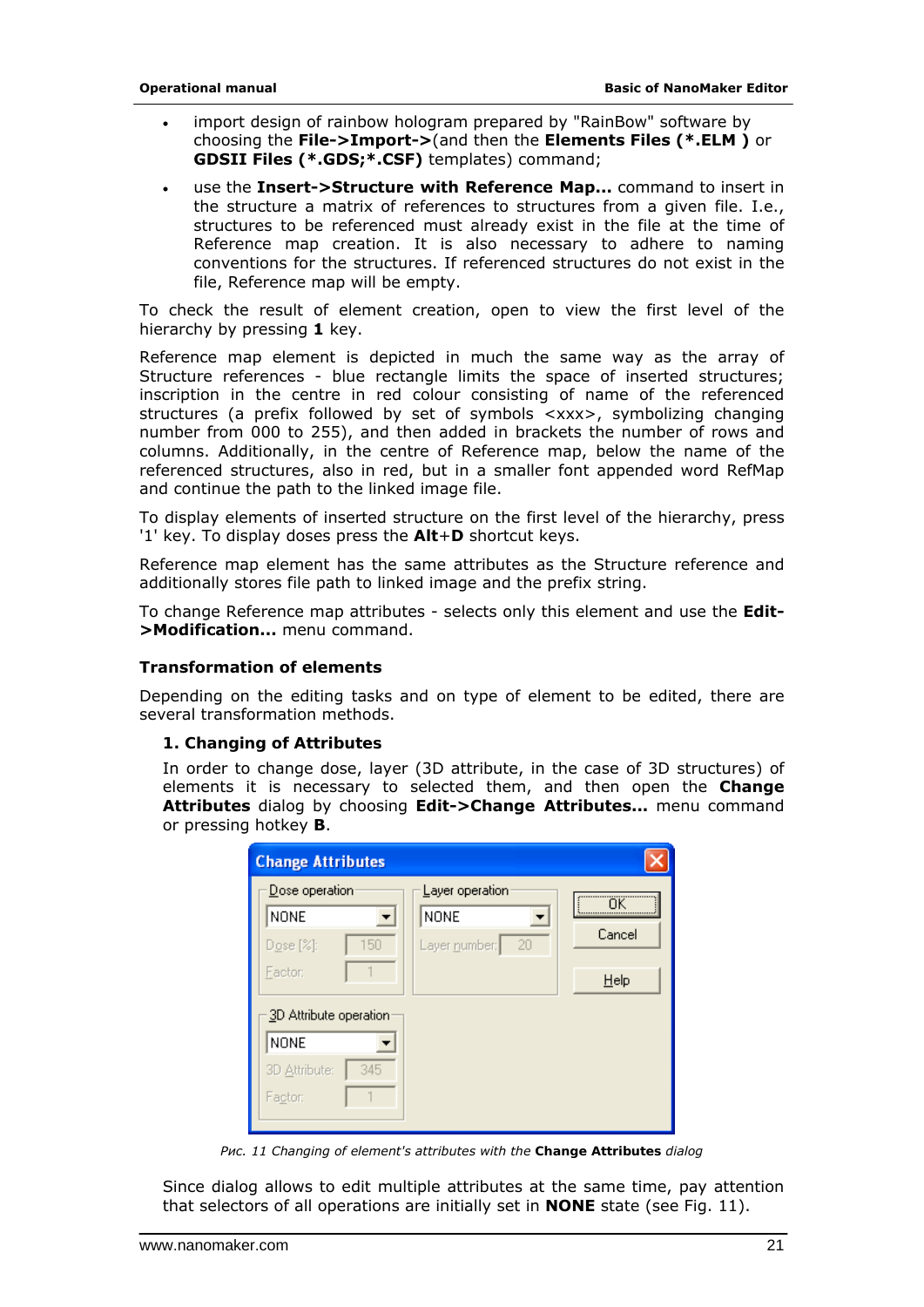- import design of rainbow hologram prepared by "RainBow" software by choosing the **File->Import->**(and then the **Elements Files (*.ELM )** or **GDSII Files (*.GDS;*.CSF)** templates) command;
- use the **Insert->Structure with Reference Map...** command to insert in the structure a matrix of references to structures from a given file. I.e., structures to be referenced must already exist in the file at the time of Reference map creation. It is also necessary to adhere to naming conventions for the structures. If referenced structures do not exist in the file, Reference map will be empty.

To check the result of element creation, open to view the first level of the hierarchy by pressing **1** key.

Reference map element is depicted in much the same way as the array of Structure references - blue rectangle limits the space of inserted structures; inscription in the centre in red colour consisting of name of the referenced structures (a prefix followed by set of symbols <xxx>, symbolizing changing number from 000 to 255), and then added in brackets the number of rows and columns. Additionally, in the centre of Reference map, below the name of the referenced structures, also in red, but in a smaller font appended word RefMap and continue the path to the linked image file.

To display elements of inserted structure on the first level of the hierarchy, press '1' key. To display doses press the **Alt**+**D** shortcut keys.

Reference map element has the same attributes as the Structure reference and additionally stores file path to linked image and the prefix string.

To change Reference map attributes - selects only this element and use the **Edit->Modification...** menu command.

### Transformation of elements

Depending on the editing tasks and on type of element to be edited, there are several transformation methods.

#### 1. Changing of Attributes

In order to change dose, layer (3D attribute, in the case of 3D structures) of elements it is necessary to selected them, and then open the **Change Attributes** dialog by choosing **Edit->Change Attributes...** menu command or pressing hotkey **B**.

*Рис. 11 Changing of element's attributes with the* **Change Attributes** *dialog*

Since dialog allows to edit multiple attributes at the same time, pay attention that selectors of all operations are initially set in **NONE** state (see Fig. 11).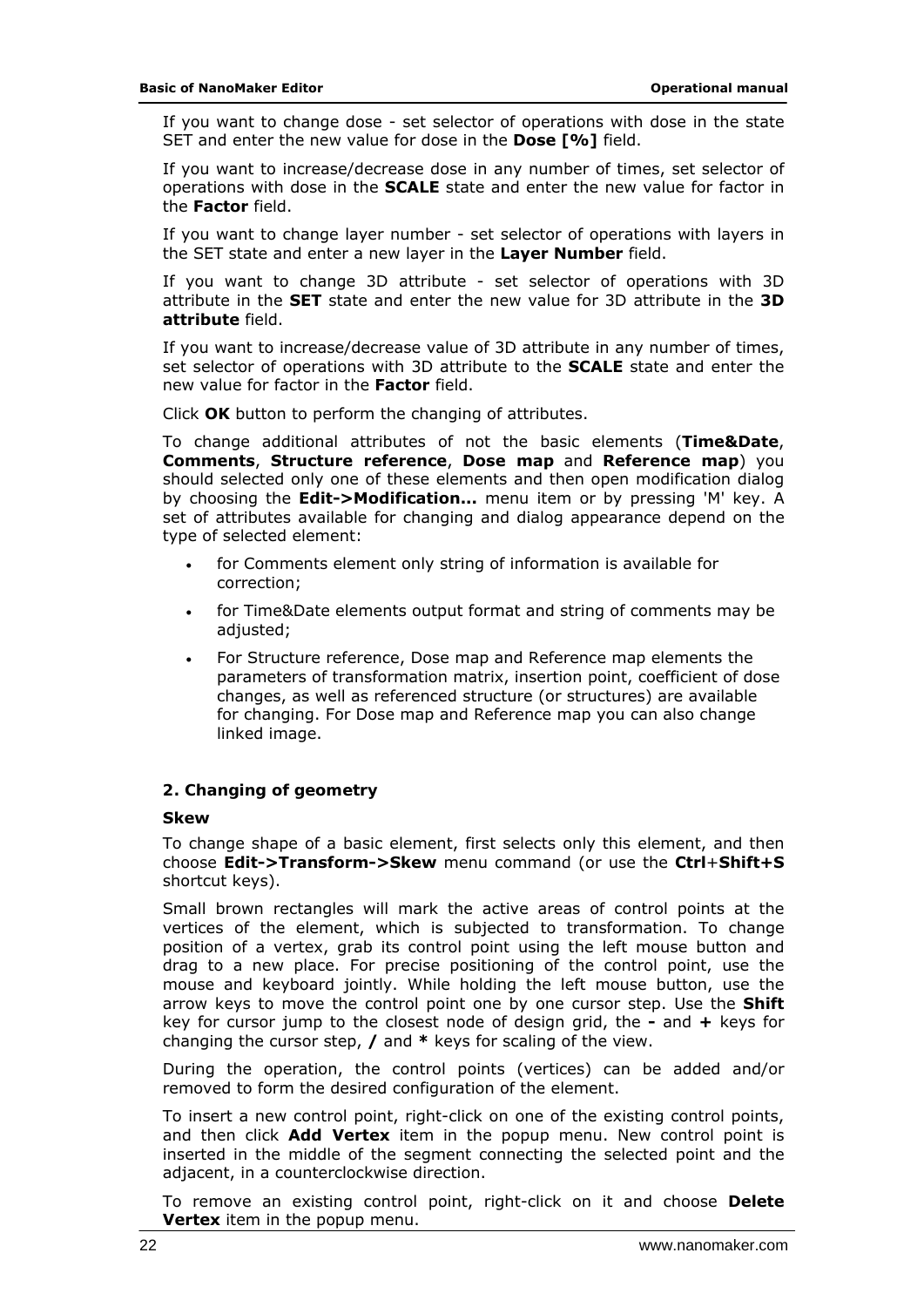If you want to change dose - set selector of operations with dose in the state SET and enter the new value for dose in the **Dose [%]** field.

If you want to increase/decrease dose in any number of times, set selector of operations with dose in the **SCALE** state and enter the new value for factor in the **Factor** field.

If you want to change layer number - set selector of operations with layers in the SET state and enter a new layer in the **Layer Number** field.

If you want to change 3D attribute - set selector of operations with 3D attribute in the **SET** state and enter the new value for 3D attribute in the **3D attribute** field.

If you want to increase/decrease value of 3D attribute in any number of times, set selector of operations with 3D attribute to the **SCALE** state and enter the new value for factor in the **Factor** field.

Click **OK** button to perform the changing of attributes.

To change additional attributes of not the basic elements (**Time&Date**, **Comments**, **Structure reference**, **Dose map** and **Reference map**) you should selected only one of these elements and then open modification dialog by choosing the **Edit->Modification...** menu item or by pressing 'M' key. A set of attributes available for changing and dialog appearance depend on the type of selected element:

- for Comments element only string of information is available for correction;
- for Time&Date elements output format and string of comments may be adjusted;
- For Structure reference, Dose map and Reference map elements the parameters of transformation matrix, insertion point, coefficient of dose changes, as well as referenced structure (or structures) are available for changing. For Dose map and Reference map you can also change linked image.

### 2. Changing of geometry

#### Skew

To change shape of a basic element, first selects only this element, and then choose **Edit->Transform->Skew** menu command (or use the **Ctrl**+**Shift+S** shortcut keys).

Small brown rectangles will mark the active areas of control points at the vertices of the element, which is subjected to transformation. To change position of a vertex, grab its control point using the left mouse button and drag to a new place. For precise positioning of the control point, use the mouse and keyboard jointly. While holding the left mouse button, use the arrow keys to move the control point one by one cursor step. Use the **Shift** key for cursor jump to the closest node of design grid, the **-** and **+** keys for changing the cursor step, **/** and * keys for scaling of the view.

During the operation, the control points (vertices) can be added and/or removed to form the desired configuration of the element.

To insert a new control point, right-click on one of the existing control points, and then click **Add Vertex** item in the popup menu. New control point is inserted in the middle of the segment connecting the selected point and the adjacent, in a counterclockwise direction.

To remove an existing control point, right-click on it and choose **Delete Vertex** item in the popup menu.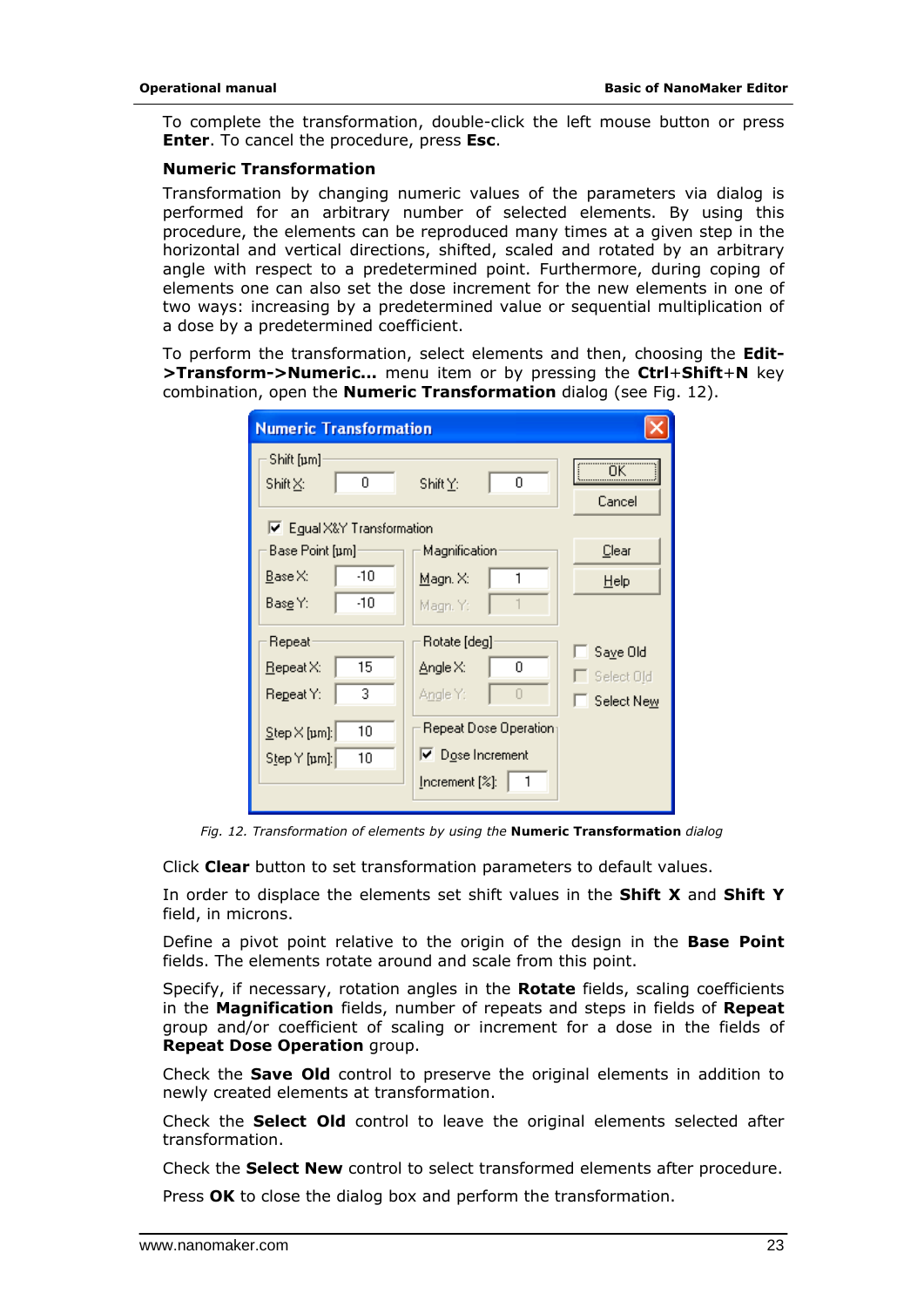To complete the transformation, double-click the left mouse button or press **Enter**. To cancel the procedure, press **Esc**.

### Numeric Transformation

Transformation by changing numeric values of the parameters via dialog is performed for an arbitrary number of selected elements. By using this procedure, the elements can be reproduced many times at a given step in the horizontal and vertical directions, shifted, scaled and rotated by an arbitrary angle with respect to a predetermined point. Furthermore, during coping of elements one can also set the dose increment for the new elements in one of two ways: increasing by a predetermined value or sequential multiplication of a dose by a predetermined coefficient.

To perform the transformation, select elements and then, choosing the **Edit->Transform->Numeric...** menu item or by pressing the **Ctrl**+**Shift**+**N** key combination, open the **Numeric Transformation** dialog (see Fig. 12).

*Fig. 12. Transformation of elements by using the* **Numeric Transformation** *dialog*

Click **Clear** button to set transformation parameters to default values.

In order to displace the elements set shift values in the **Shift X** and **Shift Y** field, in microns.

Define a pivot point relative to the origin of the design in the **Base Point** fields. The elements rotate around and scale from this point.

Specify, if necessary, rotation angles in the **Rotate** fields, scaling coefficients in the **Magnification** fields, number of repeats and steps in fields of **Repeat** group and/or coefficient of scaling or increment for a dose in the fields of **Repeat Dose Operation** group.

Check the **Save Old** control to preserve the original elements in addition to newly created elements at transformation.

Check the **Select Old** control to leave the original elements selected after transformation.

Check the **Select New** control to select transformed elements after procedure.

Press **OK** to close the dialog box and perform the transformation.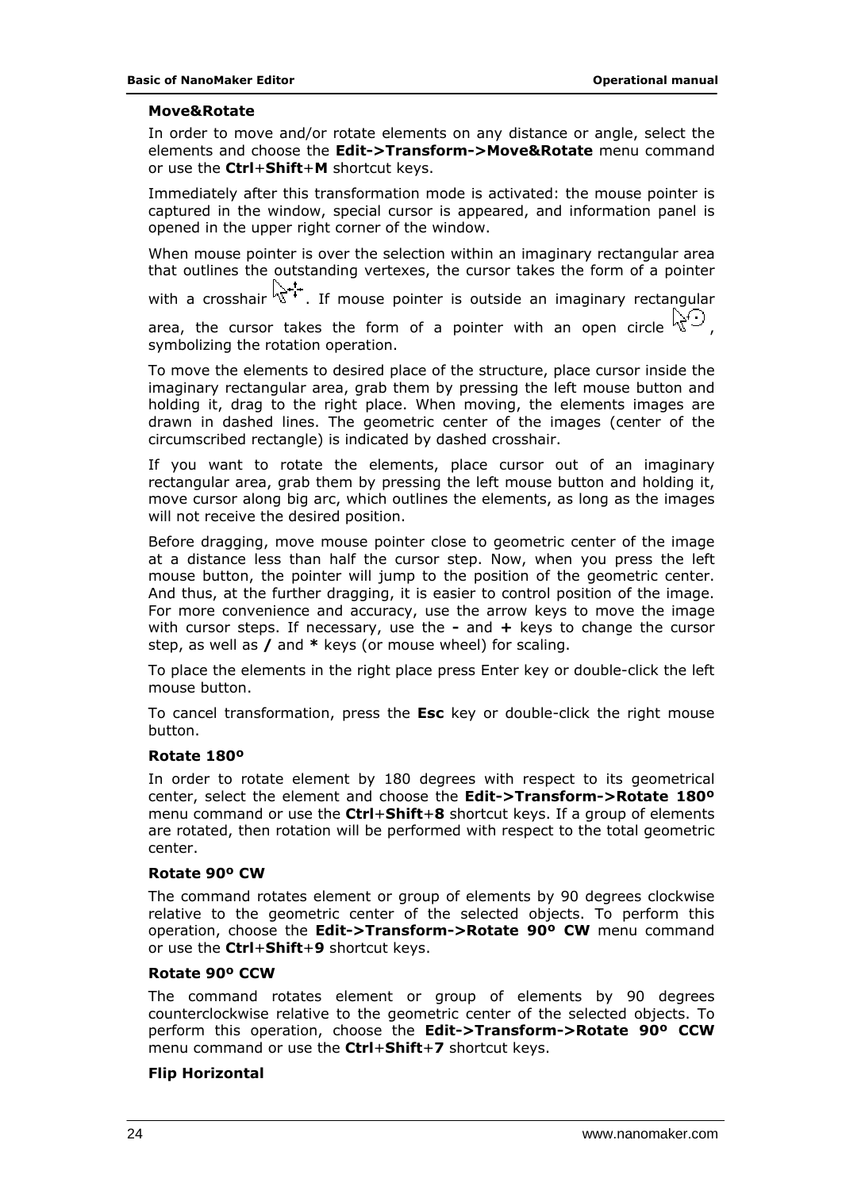**Move&Rotate**

In order to move and/or rotate elements on any distance or angle, select the elements and choose the **Edit->Transform->Move&Rotate** menu command or use the **Ctrl**+**Shift**+**M** shortcut keys.

Immediately after this transformation mode is activated: the mouse pointer is captured in the window, special cursor is appeared, and information panel is opened in the upper right corner of the window.

When mouse pointer is over the selection within an imaginary rectangular area that outlines the outstanding vertexes, the cursor takes the form of a pointer with a crosshair. If mouse pointer is outside an imaginary rectangular area, the cursor takes the form of a pointer with an open circle, symbolizing the rotation operation.

To move the elements to desired place of the structure, place cursor inside the imaginary rectangular area, grab them by pressing the left mouse button and holding it, drag to the right place. When moving, the elements images are drawn in dashed lines. The geometric center of the images (center of the circumscribed rectangle) is indicated by dashed crosshair.

If you want to rotate the elements, place cursor out of an imaginary rectangular area, grab them by pressing the left mouse button and holding it, move cursor along big arc, which outlines the elements, as long as the images will not receive the desired position.

Before dragging, move mouse pointer close to geometric center of the image at a distance less than half the cursor step. Now, when you press the left mouse button, the pointer will jump to the position of the geometric center. And thus, at the further dragging, it is easier to control position of the image. For more convenience and accuracy, use the arrow keys to move the image with cursor steps. If necessary, use the **-** and **+** keys to change the cursor step, as well as **/** and ***** keys (or mouse wheel) for scaling.

To place the elements in the right place press Enter key or double-click the left mouse button.

To cancel transformation, press the **Esc** key or double-click the right mouse button.

**Rotate 180º**

In order to rotate element by 180 degrees with respect to its geometrical center, select the element and choose the **Edit->Transform->Rotate 180º** menu command or use the **Ctrl**+**Shift**+**8** shortcut keys. If a group of elements are rotated, then rotation will be performed with respect to the total geometric center.

**Rotate 90º CW**

The command rotates element or group of elements by 90 degrees clockwise relative to the geometric center of the selected objects. To perform this operation, choose the **Edit->Transform->Rotate 90º CW** menu command or use the **Ctrl**+**Shift**+**9** shortcut keys.

**Rotate 90º CCW**

The command rotates element or group of elements by 90 degrees counterclockwise relative to the geometric center of the selected objects. To perform this operation, choose the **Edit->Transform->Rotate 90º CCW** menu command or use the **Ctrl**+**Shift**+**7** shortcut keys.

**Flip Horizontal**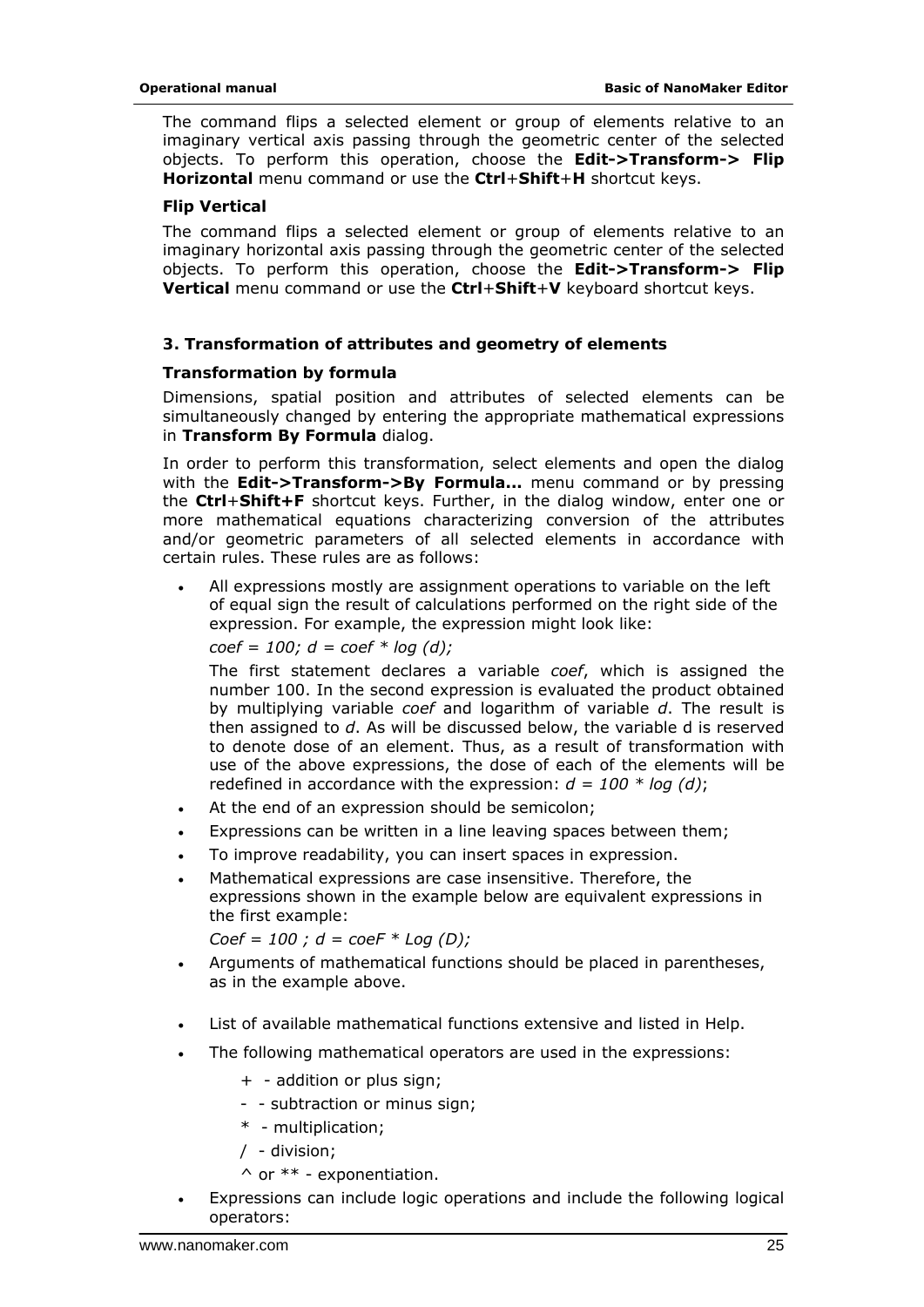The command flips a selected element or group of elements relative to an imaginary vertical axis passing through the geometric center of the selected objects. To perform this operation, choose the **Edit->Transform-> Flip Horizontal** menu command or use the **Ctrl**+**Shift**+**H** shortcut keys.

#### Flip Vertical

The command flips a selected element or group of elements relative to an imaginary horizontal axis passing through the geometric center of the selected objects. To perform this operation, choose the **Edit->Transform-> Flip Vertical** menu command or use the **Ctrl**+**Shift**+**V** keyboard shortcut keys.

### 3. Transformation of attributes and geometry of elements

#### Transformation by formula

Dimensions, spatial position and attributes of selected elements can be simultaneously changed by entering the appropriate mathematical expressions in **Transform By Formula** dialog.

In order to perform this transformation, select elements and open the dialog with the **Edit->Transform->By Formula...** menu command or by pressing the **Ctrl**+**Shift+F** shortcut keys. Further, in the dialog window, enter one or more mathematical equations characterizing conversion of the attributes and/or geometric parameters of all selected elements in accordance with certain rules. These rules are as follows:

- All expressions mostly are assignment operations to variable on the left of equal sign the result of calculations performed on the right side of the expression. For example, the expression might look like:

  *coef = 100; d = coef * log (d);*

  The first statement declares a variable *coef*, which is assigned the number 100. In the second expression is evaluated the product obtained by multiplying variable *coef* and logarithm of variable *d*. The result is then assigned to *d*. As will be discussed below, the variable d is reserved to denote dose of an element. Thus, as a result of transformation with use of the above expressions, the dose of each of the elements will be redefined in accordance with the expression: *d = 100 * log (d)*;
- At the end of an expression should be semicolon;
- Expressions can be written in a line leaving spaces between them;
- To improve readability, you can insert spaces in expression.
- Mathematical expressions are case insensitive. Therefore, the expressions shown in the example below are equivalent expressions in the first example:

  *Coef = 100 ; d = coeF * Log (D);*
- Arguments of mathematical functions should be placed in parentheses, as in the example above.
- List of available mathematical functions extensive and listed in Help.
- The following mathematical operators are used in the expressions:
  - + - addition or plus sign;
  - - - subtraction or minus sign;
  - * - multiplication;
  - / - division;
  - ^ or ** - exponentiation.
- Expressions can include logic operations and include the following logical operators: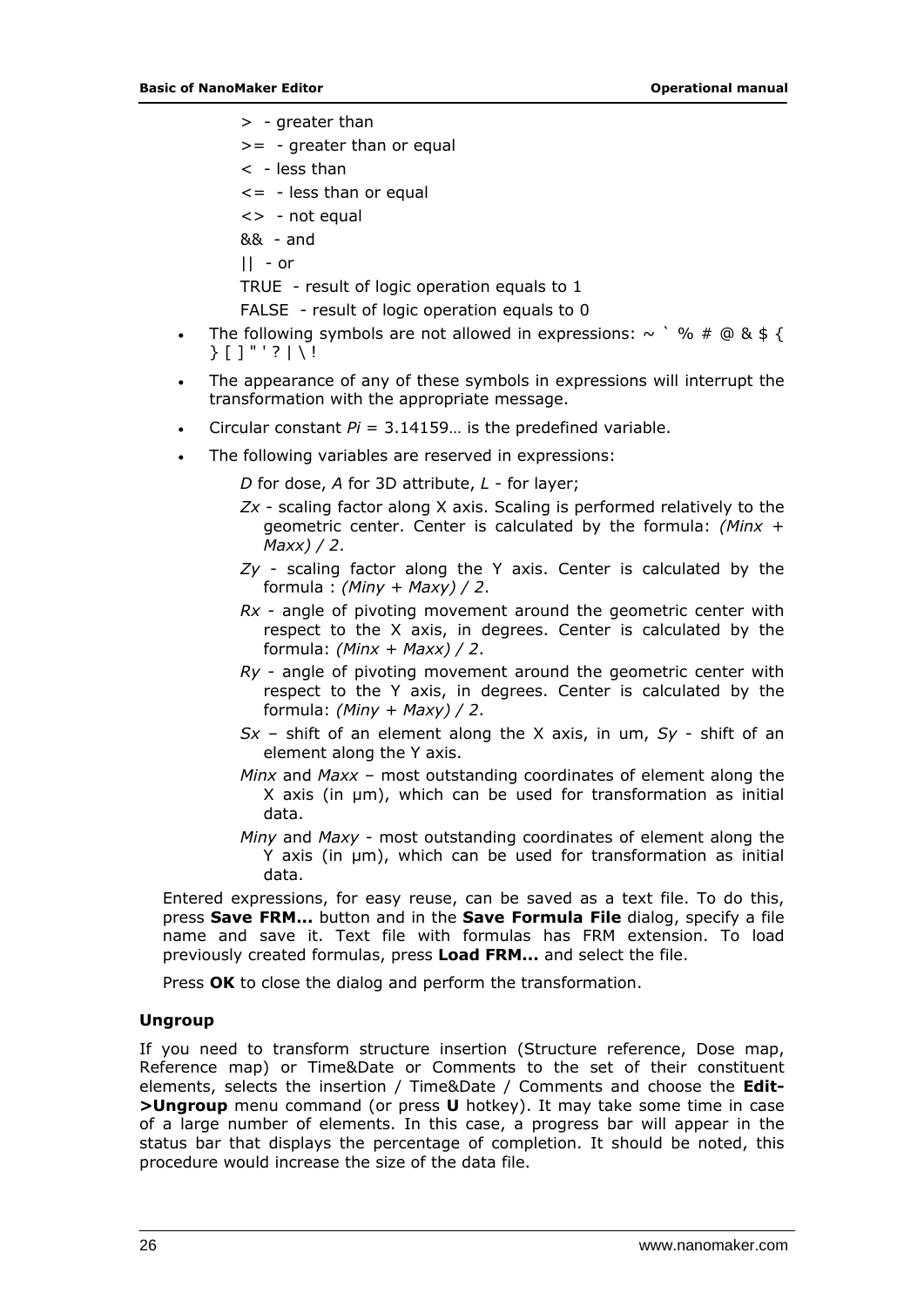> - greater than

>= - greater than or equal

< - less than

<= - less than or equal

<> - not equal

&& - and

|| - or

TRUE - result of logic operation equals to 1

FALSE - result of logic operation equals to 0

- The following symbols are not allowed in expressions: ~ ` % # @ & $ { } [ ] " ' ? | \ !
- The appearance of any of these symbols in expressions will interrupt the transformation with the appropriate message.
- Circular constant *Pi* = 3.14159… is the predefined variable.
- The following variables are reserved in expressions:

  *D* for dose, *A* for 3D attribute, *L* - for layer;

  *Zx* - scaling factor along X axis. Scaling is performed relatively to the geometric center. Center is calculated by the formula: *(Minx + Maxx) / 2*.

  *Zy* - scaling factor along the Y axis. Center is calculated by the formula : *(Miny + Maxy) / 2*.

  *Rx* - angle of pivoting movement around the geometric center with respect to the X axis, in degrees. Center is calculated by the formula: *(Minx + Maxx) / 2*.

  *Ry* - angle of pivoting movement around the geometric center with respect to the Y axis, in degrees. Center is calculated by the formula: *(Miny + Maxy) / 2*.

  *Sx* – shift of an element along the X axis, in um, *Sy* - shift of an element along the Y axis.

  *Minx* and *Maxx* – most outstanding coordinates of element along the X axis (in µm), which can be used for transformation as initial data.

  *Miny* and *Maxy* - most outstanding coordinates of element along the Y axis (in µm), which can be used for transformation as initial data.

Entered expressions, for easy reuse, can be saved as a text file. To do this, press **Save FRM...** button and in the **Save Formula File** dialog, specify a file name and save it. Text file with formulas has FRM extension. To load previously created formulas, press **Load FRM...** and select the file.

Press **OK** to close the dialog and perform the transformation.

### Ungroup

If you need to transform structure insertion (Structure reference, Dose map, Reference map) or Time&Date or Comments to the set of their constituent elements, selects the insertion / Time&Date / Comments and choose the **Edit->Ungroup** menu command (or press **U** hotkey). It may take some time in case of a large number of elements. In this case, a progress bar will appear in the status bar that displays the percentage of completion. It should be noted, this procedure would increase the size of the data file.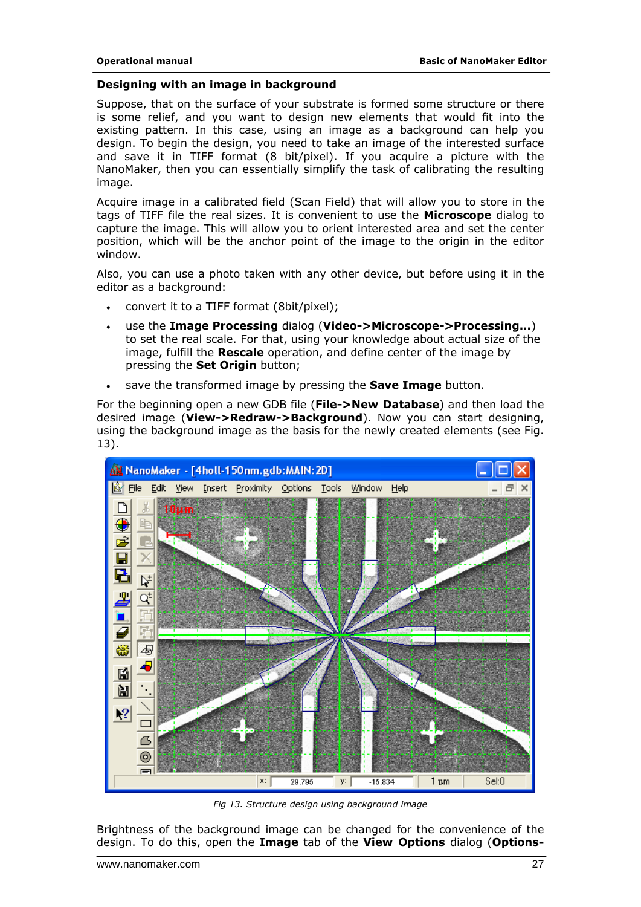### Designing with an image in background

Suppose, that on the surface of your substrate is formed some structure or there is some relief, and you want to design new elements that would fit into the existing pattern. In this case, using an image as a background can help you design. To begin the design, you need to take an image of the interested surface and save it in TIFF format (8 bit/pixel). If you acquire a picture with the NanoMaker, then you can essentially simplify the task of calibrating the resulting image.

Acquire image in a calibrated field (Scan Field) that will allow you to store in the tags of TIFF file the real sizes. It is convenient to use the **Microscope** dialog to capture the image. This will allow you to orient interested area and set the center position, which will be the anchor point of the image to the origin in the editor window.

Also, you can use a photo taken with any other device, but before using it in the editor as a background:

- convert it to a TIFF format (8bit/pixel);
- use the **Image Processing** dialog (**Video->Microscope->Processing...**) to set the real scale. For that, using your knowledge about actual size of the image, fulfill the **Rescale** operation, and define center of the image by pressing the **Set Origin** button;
- save the transformed image by pressing the **Save Image** button.

For the beginning open a new GDB file (**File->New Database**) and then load the desired image (**View->Redraw->Background**). Now you can start designing, using the background image as the basis for the newly created elements (see Fig. 13).

*Fig 13. Structure design using background image*

Brightness of the background image can be changed for the convenience of the design. To do this, open the **Image** tab of the **View Options** dialog (**Options-**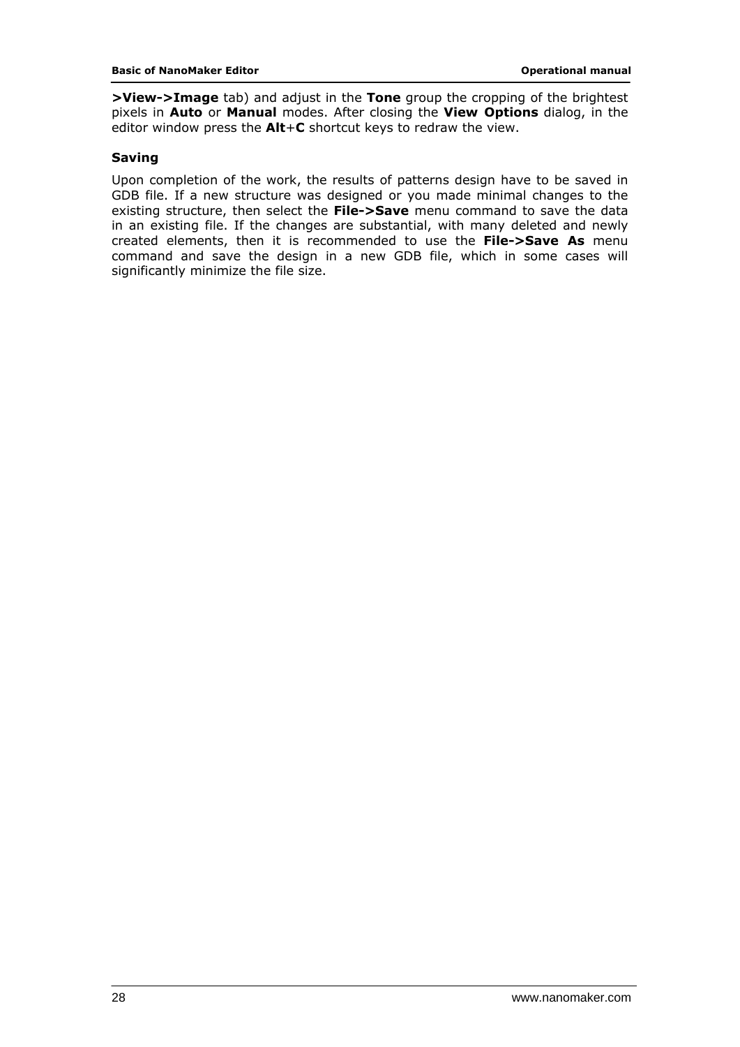**>View->Image** tab) and adjust in the **Tone** group the cropping of the brightest pixels in **Auto** or **Manual** modes. After closing the **View Options** dialog, in the editor window press the **Alt**+**C** shortcut keys to redraw the view.

### Saving

Upon completion of the work, the results of patterns design have to be saved in GDB file. If a new structure was designed or you made minimal changes to the existing structure, then select the **File->Save** menu command to save the data in an existing file. If the changes are substantial, with many deleted and newly created elements, then it is recommended to use the **File->Save As** menu command and save the design in a new GDB file, which in some cases will significantly minimize the file size.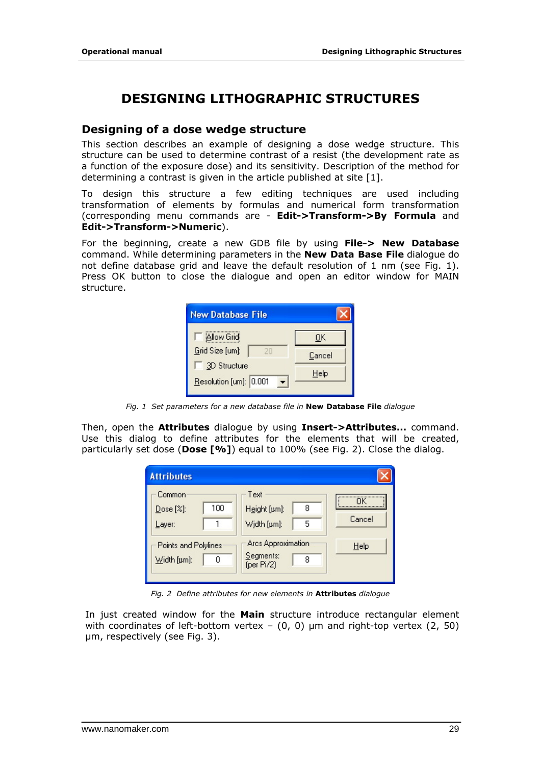# DESIGNING LITHOGRAPHIC STRUCTURES

## Designing of a dose wedge structure

This section describes an example of designing a dose wedge structure. This structure can be used to determine contrast of a resist (the development rate as a function of the exposure dose) and its sensitivity. Description of the method for determining a contrast is given in the article published at site [1].

To design this structure a few editing techniques are used including transformation of elements by formulas and numerical form transformation (corresponding menu commands are - **Edit->Transform->By Formula** and **Edit->Transform->Numeric**).

For the beginning, create a new GDB file by using **File-> New Database** command. While determining parameters in the **New Data Base File** dialogue do not define database grid and leave the default resolution of 1 nm (see Fig. 1). Press OK button to close the dialogue and open an editor window for MAIN structure.

*Fig. 1 Set parameters for a new database file in* **New Database File** *dialogue*

Then, open the **Attributes** dialogue by using **Insert->Attributes...** command. Use this dialog to define attributes for the elements that will be created, particularly set dose (**Dose [%]**) equal to 100% (see Fig. 2). Close the dialog.

*Fig. 2 Define attributes for new elements in* **Attributes** *dialogue*

In just created window for the **Main** structure introduce rectangular element with coordinates of left-bottom vertex – (0, 0) μm and right-top vertex (2, 50) μm, respectively (see Fig. 3).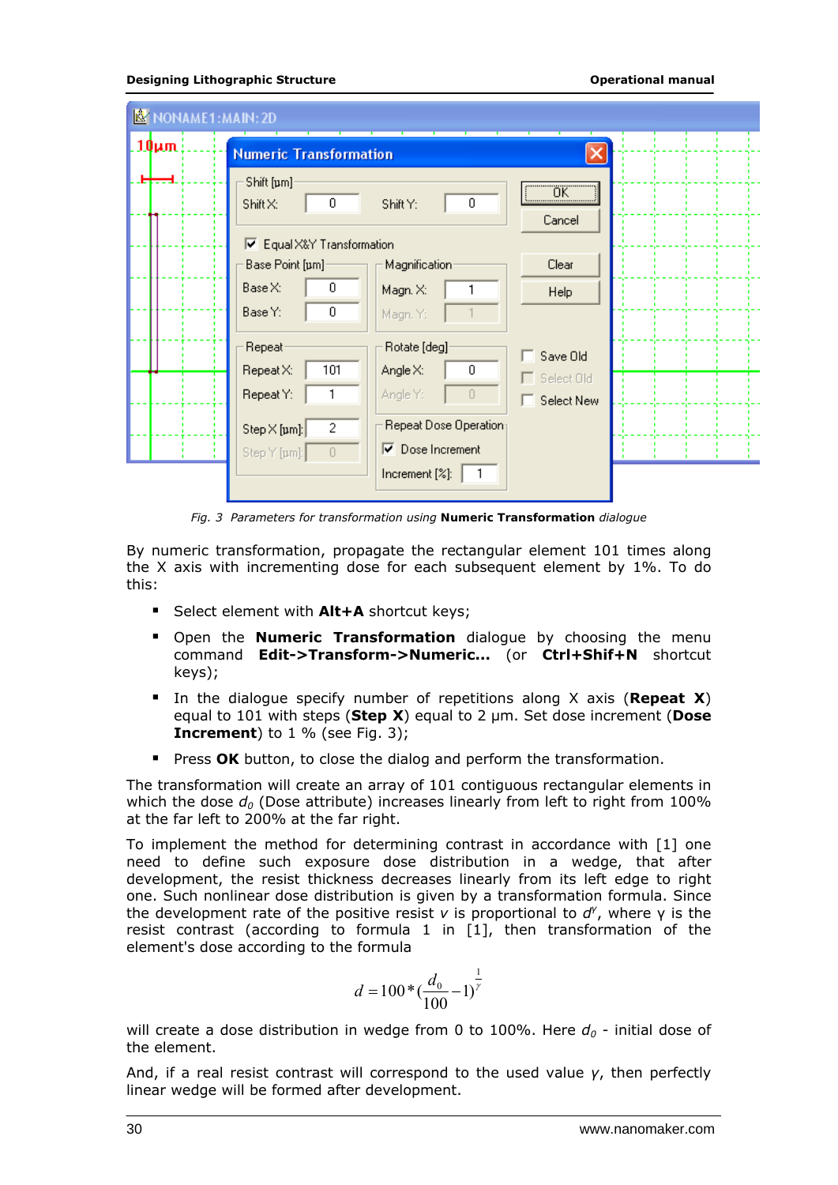*Fig. 3 Parameters for transformation using* **Numeric Transformation** *dialogue*

By numeric transformation, propagate the rectangular element 101 times along the X axis with incrementing dose for each subsequent element by 1%. To do this:

- Select element with **Alt+A** shortcut keys;
- Open the **Numeric Transformation** dialogue by choosing the menu command **Edit->Transform->Numeric...** (or **Ctrl+Shif+N** shortcut keys);
- In the dialogue specify number of repetitions along X axis (**Repeat X**) equal to 101 with steps (**Step X**) equal to 2 µm. Set dose increment (**Dose Increment**) to 1 % (see Fig. 3);
- Press **OK** button, to close the dialog and perform the transformation.

The transformation will create an array of 101 contiguous rectangular elements in which the dose $d_0$ (Dose attribute) increases linearly from left to right from 100% at the far left to 200% at the far right.

To implement the method for determining contrast in accordance with [1] one need to define such exposure dose distribution in a wedge, that after development, the resist thickness decreases linearly from its left edge to right one. Such nonlinear dose distribution is given by a transformation formula. Since the development rate of the positive resist $v$ is proportional to $d^{\gamma}$, where γ is the resist contrast (according to formula 1 in [1], then transformation of the element's dose according to the formula

$$d = 100 * (\frac{d_0}{100} - 1)^{\frac{1}{\gamma}}$$

will create a dose distribution in wedge from 0 to 100%. Here $d_0$ - initial dose of the element.

And, if a real resist contrast will correspond to the used value $\gamma$, then perfectly linear wedge will be formed after development.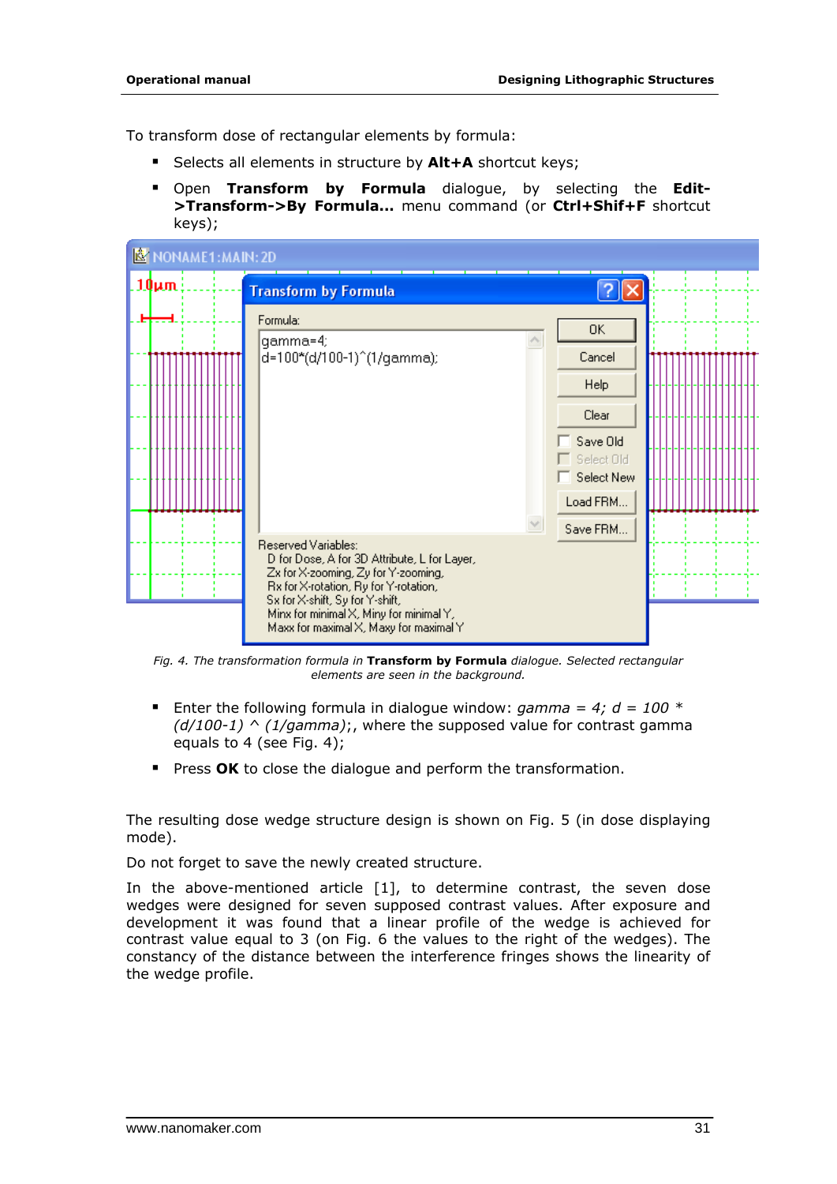To transform dose of rectangular elements by formula:

- Selects all elements in structure by **Alt+A** shortcut keys;
- Open **Transform by Formula** dialogue, by selecting the **Edit->Transform->By Formula...** menu command (or **Ctrl+Shif+F** shortcut keys);

*Fig. 4. The transformation formula in* **Transform by Formula** *dialogue. Selected rectangular elements are seen in the background.*

- Enter the following formula in dialogue window: *gamma = 4; d = 100 * (d/100-1) ^ (1/gamma)*;, where the supposed value for contrast gamma equals to 4 (see Fig. 4);
- Press **OK** to close the dialogue and perform the transformation.

The resulting dose wedge structure design is shown on Fig. 5 (in dose displaying mode).

Do not forget to save the newly created structure.

In the above-mentioned article [1], to determine contrast, the seven dose wedges were designed for seven supposed contrast values. After exposure and development it was found that a linear profile of the wedge is achieved for contrast value equal to 3 (on Fig. 6 the values to the right of the wedges). The constancy of the distance between the interference fringes shows the linearity of the wedge profile.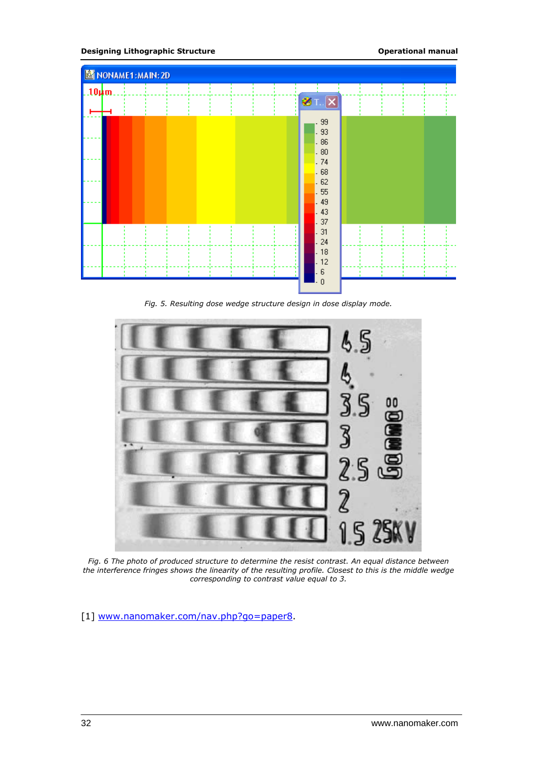NONAME1:MAIN:2D

10µm

99
93
86
80
74
68
62
55
49
43
37
31
24
18
12
6
0

*Fig. 5. Resulting dose wedge structure design in dose display mode.*

4.5
4
3.5
3
2.5
2
1.5
25KV

*Fig. 6 The photo of produced structure to determine the resist contrast. An equal distance between the interference fringes shows the linearity of the resulting profile. Closest to this is the middle wedge corresponding to contrast value equal to 3.*

[1] www.nanomaker.com/nav.php?go=paper8.